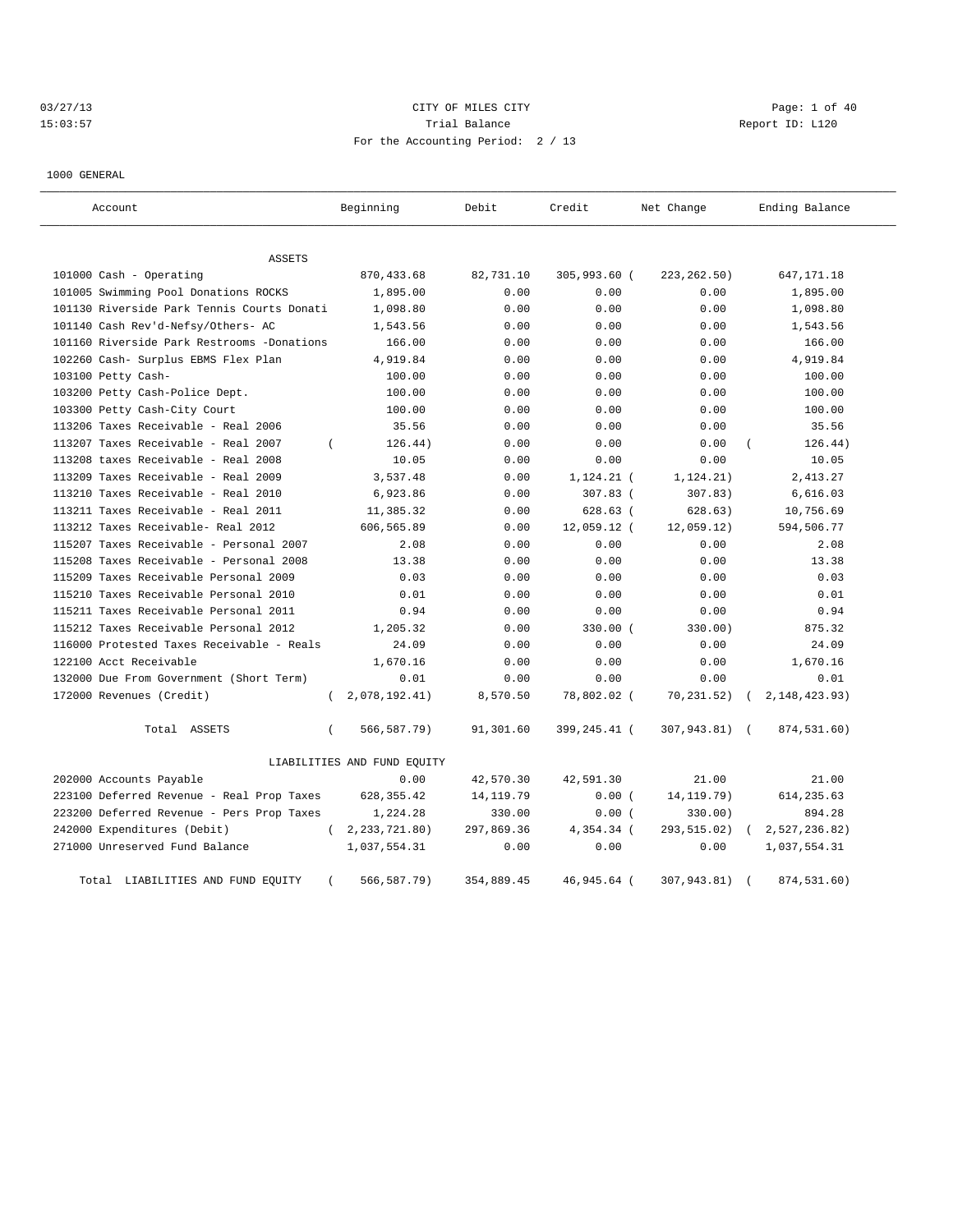CITY OF MILES CITY

Trial Balance

For the Accounting Period: 2 / 13

03/27/13 15:03:57 — Report ID: L120

1000 GENERAL

| Account | Beginning | Debit | Credit | Net Change | Ending Balance |
|---|---|---|---|---|---|
| **ASSETS** | | | | | |
| 101000 Cash - Operating | 870,433.68 | 82,731.10 | 305,993.60 | ( 223,262.50) | 647,171.18 |
| 101005 Swimming Pool Donations ROCKS | 1,895.00 | 0.00 | 0.00 | 0.00 | 1,895.00 |
| 101130 Riverside Park Tennis Courts Donati | 1,098.80 | 0.00 | 0.00 | 0.00 | 1,098.80 |
| 101140 Cash Rev'd-Nefsy/Others- AC | 1,543.56 | 0.00 | 0.00 | 0.00 | 1,543.56 |
| 101160 Riverside Park Restrooms -Donations | 166.00 | 0.00 | 0.00 | 0.00 | 166.00 |
| 102260 Cash- Surplus EBMS Flex Plan | 4,919.84 | 0.00 | 0.00 | 0.00 | 4,919.84 |
| 103100 Petty Cash- | 100.00 | 0.00 | 0.00 | 0.00 | 100.00 |
| 103200 Petty Cash-Police Dept. | 100.00 | 0.00 | 0.00 | 0.00 | 100.00 |
| 103300 Petty Cash-City Court | 100.00 | 0.00 | 0.00 | 0.00 | 100.00 |
| 113206 Taxes Receivable - Real 2006 | 35.56 | 0.00 | 0.00 | 0.00 | 35.56 |
| 113207 Taxes Receivable - Real 2007 | ( 126.44) | 0.00 | 0.00 | 0.00 | ( 126.44) |
| 113208 taxes Receivable - Real 2008 | 10.05 | 0.00 | 0.00 | 0.00 | 10.05 |
| 113209 Taxes Receivable - Real 2009 | 3,537.48 | 0.00 | 1,124.21 | ( 1,124.21) | 2,413.27 |
| 113210 Taxes Receivable - Real 2010 | 6,923.86 | 0.00 | 307.83 | ( 307.83) | 6,616.03 |
| 113211 Taxes Receivable - Real 2011 | 11,385.32 | 0.00 | 628.63 | ( 628.63) | 10,756.69 |
| 113212 Taxes Receivable- Real 2012 | 606,565.89 | 0.00 | 12,059.12 | ( 12,059.12) | 594,506.77 |
| 115207 Taxes Receivable - Personal 2007 | 2.08 | 0.00 | 0.00 | 0.00 | 2.08 |
| 115208 Taxes Receivable - Personal 2008 | 13.38 | 0.00 | 0.00 | 0.00 | 13.38 |
| 115209 Taxes Receivable Personal 2009 | 0.03 | 0.00 | 0.00 | 0.00 | 0.03 |
| 115210 Taxes Receivable Personal 2010 | 0.01 | 0.00 | 0.00 | 0.00 | 0.01 |
| 115211 Taxes Receivable Personal 2011 | 0.94 | 0.00 | 0.00 | 0.00 | 0.94 |
| 115212 Taxes Receivable Personal 2012 | 1,205.32 | 0.00 | 330.00 | ( 330.00) | 875.32 |
| 116000 Protested Taxes Receivable - Reals | 24.09 | 0.00 | 0.00 | 0.00 | 24.09 |
| 122100 Acct Receivable | 1,670.16 | 0.00 | 0.00 | 0.00 | 1,670.16 |
| 132000 Due From Government (Short Term) | 0.01 | 0.00 | 0.00 | 0.00 | 0.01 |
| 172000 Revenues (Credit) | ( 2,078,192.41) | 8,570.50 | 78,802.02 | ( 70,231.52) | ( 2,148,423.93) |
| Total ASSETS | ( 566,587.79) | 91,301.60 | 399,245.41 | ( 307,943.81) | ( 874,531.60) |
| **LIABILITIES AND FUND EQUITY** | | | | | |
| 202000 Accounts Payable | 0.00 | 42,570.30 | 42,591.30 | 21.00 | 21.00 |
| 223100 Deferred Revenue - Real Prop Taxes | 628,355.42 | 14,119.79 | 0.00 | ( 14,119.79) | 614,235.63 |
| 223200 Deferred Revenue - Pers Prop Taxes | 1,224.28 | 330.00 | 0.00 | ( 330.00) | 894.28 |
| 242000 Expenditures (Debit) | ( 2,233,721.80) | 297,869.36 | 4,354.34 | ( 293,515.02) | ( 2,527,236.82) |
| 271000 Unreserved Fund Balance | 1,037,554.31 | 0.00 | 0.00 | 0.00 | 1,037,554.31 |
| Total LIABILITIES AND FUND EQUITY | ( 566,587.79) | 354,889.45 | 46,945.64 | ( 307,943.81) | ( 874,531.60) |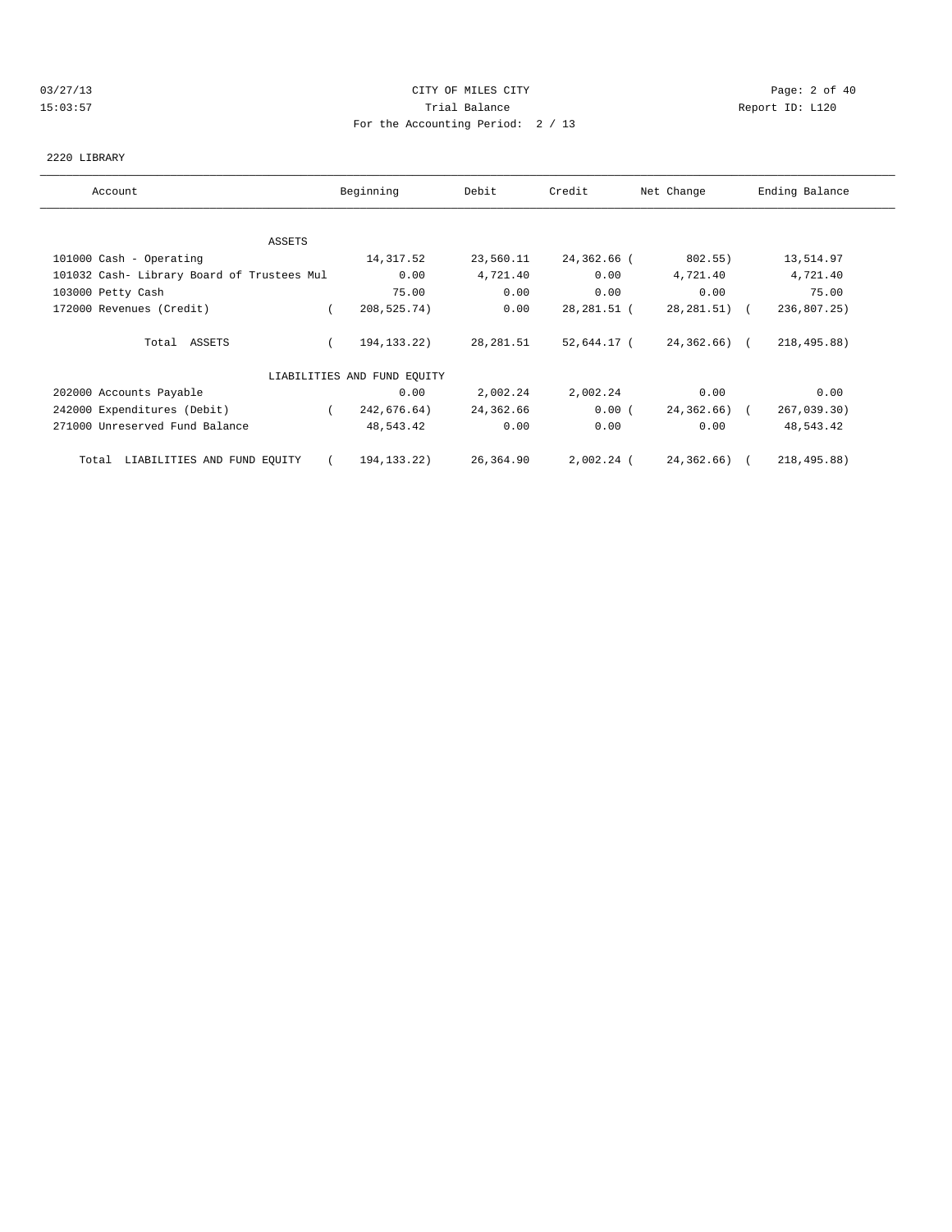CITY OF MILES CITY

Trial Balance

For the Accounting Period: 2 / 13

03/27/13
15:03:57

Report ID: L120

2220 LIBRARY

| Account | Beginning | Debit | Credit | Net Change | Ending Balance |
|---|---|---|---|---|---|
| ASSETS | | | | | |
| 101000 Cash - Operating | 14,317.52 | 23,560.11 | 24,362.66 | ( 802.55) | 13,514.97 |
| 101032 Cash- Library Board of Trustees Mul | 0.00 | 4,721.40 | 0.00 | 4,721.40 | 4,721.40 |
| 103000 Petty Cash | 75.00 | 0.00 | 0.00 | 0.00 | 75.00 |
| 172000 Revenues (Credit) | ( 208,525.74) | 0.00 | 28,281.51 | ( 28,281.51) | ( 236,807.25) |
| Total ASSETS | ( 194,133.22) | 28,281.51 | 52,644.17 | ( 24,362.66) | ( 218,495.88) |
| LIABILITIES AND FUND EQUITY | | | | | |
| 202000 Accounts Payable | 0.00 | 2,002.24 | 2,002.24 | 0.00 | 0.00 |
| 242000 Expenditures (Debit) | ( 242,676.64) | 24,362.66 | 0.00 | ( 24,362.66) | ( 267,039.30) |
| 271000 Unreserved Fund Balance | 48,543.42 | 0.00 | 0.00 | 0.00 | 48,543.42 |
| Total LIABILITIES AND FUND EQUITY | ( 194,133.22) | 26,364.90 | 2,002.24 | ( 24,362.66) | ( 218,495.88) |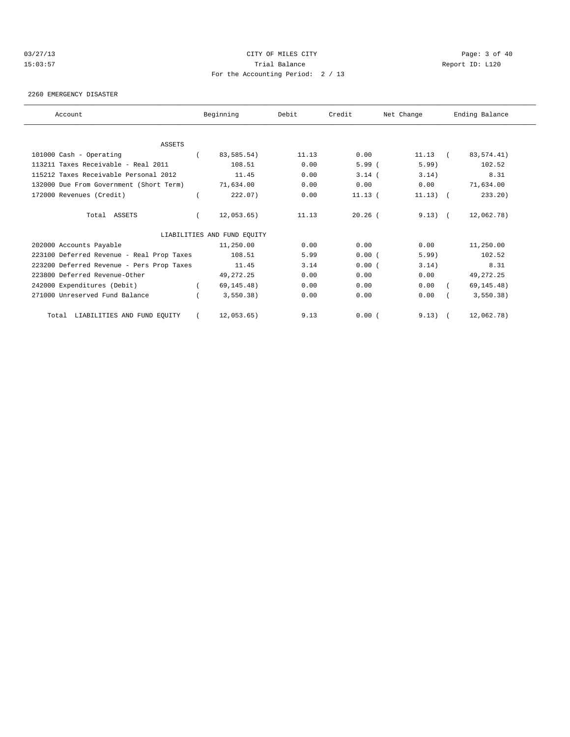CITY OF MILES CITY
Trial Balance
For the Accounting Period: 2 / 13

03/27/13 15:03:57 — Report ID: L120

2260 EMERGENCY DISASTER

| Account | Beginning | Debit | Credit | Net Change | Ending Balance |
|---|---|---|---|---|---|
| ASSETS | | | | | |
| 101000 Cash - Operating | ( 83,585.54) | 11.13 | 0.00 | 11.13 | ( 83,574.41) |
| 113211 Taxes Receivable - Real 2011 | 108.51 | 0.00 | 5.99 | ( 5.99) | 102.52 |
| 115212 Taxes Receivable Personal 2012 | 11.45 | 0.00 | 3.14 | ( 3.14) | 8.31 |
| 132000 Due From Government (Short Term) | 71,634.00 | 0.00 | 0.00 | 0.00 | 71,634.00 |
| 172000 Revenues (Credit) | ( 222.07) | 0.00 | 11.13 | ( 11.13) | ( 233.20) |
| Total ASSETS | ( 12,053.65) | 11.13 | 20.26 | ( 9.13) | ( 12,062.78) |
| LIABILITIES AND FUND EQUITY | | | | | |
| 202000 Accounts Payable | 11,250.00 | 0.00 | 0.00 | 0.00 | 11,250.00 |
| 223100 Deferred Revenue - Real Prop Taxes | 108.51 | 5.99 | 0.00 | ( 5.99) | 102.52 |
| 223200 Deferred Revenue - Pers Prop Taxes | 11.45 | 3.14 | 0.00 | ( 3.14) | 8.31 |
| 223800 Deferred Revenue-Other | 49,272.25 | 0.00 | 0.00 | 0.00 | 49,272.25 |
| 242000 Expenditures (Debit) | ( 69,145.48) | 0.00 | 0.00 | 0.00 | ( 69,145.48) |
| 271000 Unreserved Fund Balance | ( 3,550.38) | 0.00 | 0.00 | 0.00 | ( 3,550.38) |
| Total LIABILITIES AND FUND EQUITY | ( 12,053.65) | 9.13 | 0.00 | ( 9.13) | ( 12,062.78) |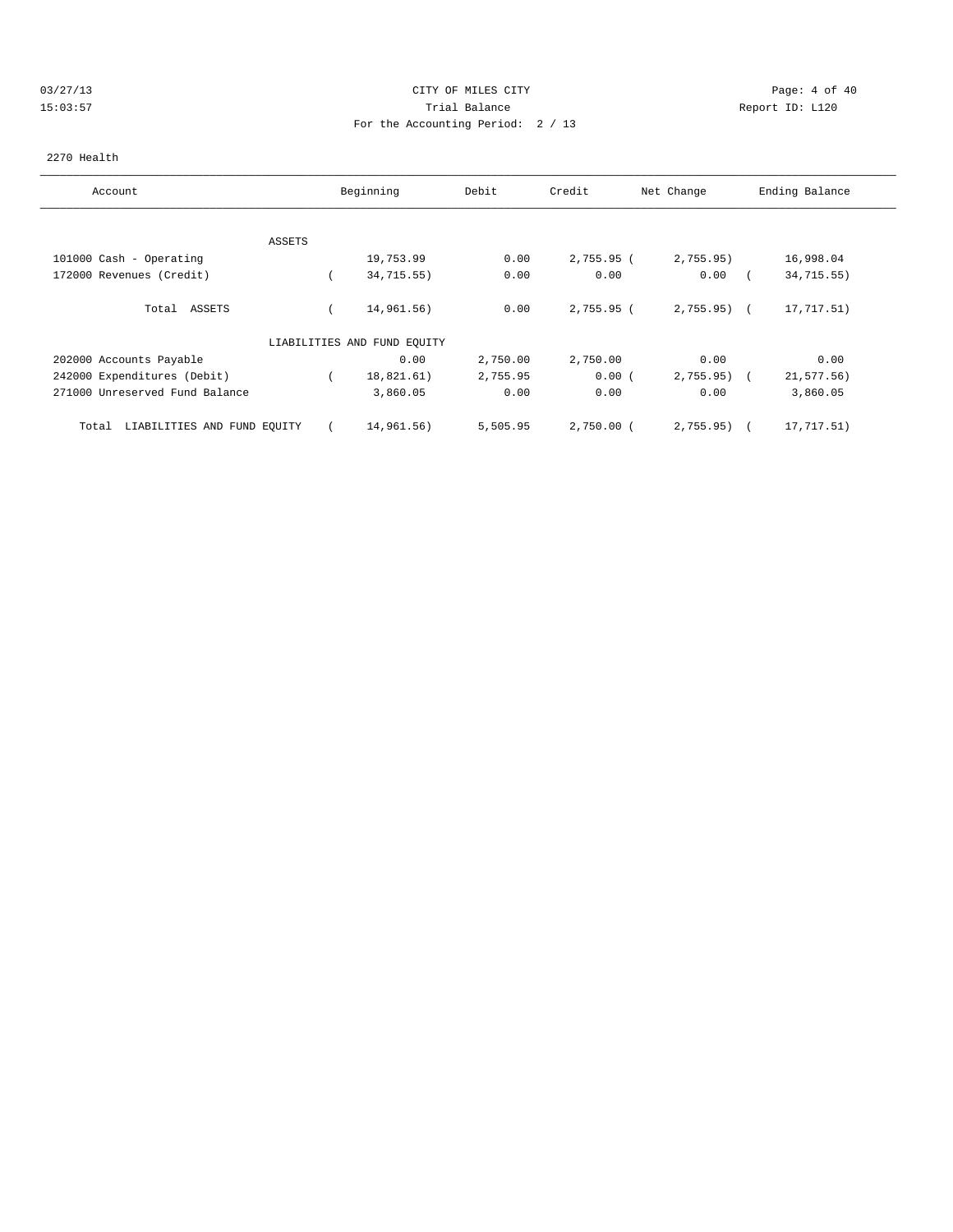CITY OF MILES CITY
Trial Balance
For the Accounting Period: 2 / 13

03/27/13 15:03:57 Report ID: L120

2270 Health

| Account | Beginning | Debit | Credit | Net Change | Ending Balance |
|---|---|---|---|---|---|
| ASSETS | | | | | |
| 101000 Cash - Operating | 19,753.99 | 0.00 | 2,755.95 | ( 2,755.95) | 16,998.04 |
| 172000 Revenues (Credit) | ( 34,715.55) | 0.00 | 0.00 | 0.00 | ( 34,715.55) |
| Total ASSETS | ( 14,961.56) | 0.00 | 2,755.95 | ( 2,755.95) | ( 17,717.51) |
| LIABILITIES AND FUND EQUITY | | | | | |
| 202000 Accounts Payable | 0.00 | 2,750.00 | 2,750.00 | 0.00 | 0.00 |
| 242000 Expenditures (Debit) | ( 18,821.61) | 2,755.95 | 0.00 | ( 2,755.95) | ( 21,577.56) |
| 271000 Unreserved Fund Balance | 3,860.05 | 0.00 | 0.00 | 0.00 | 3,860.05 |
| Total LIABILITIES AND FUND EQUITY | ( 14,961.56) | 5,505.95 | 2,750.00 | ( 2,755.95) | ( 17,717.51) |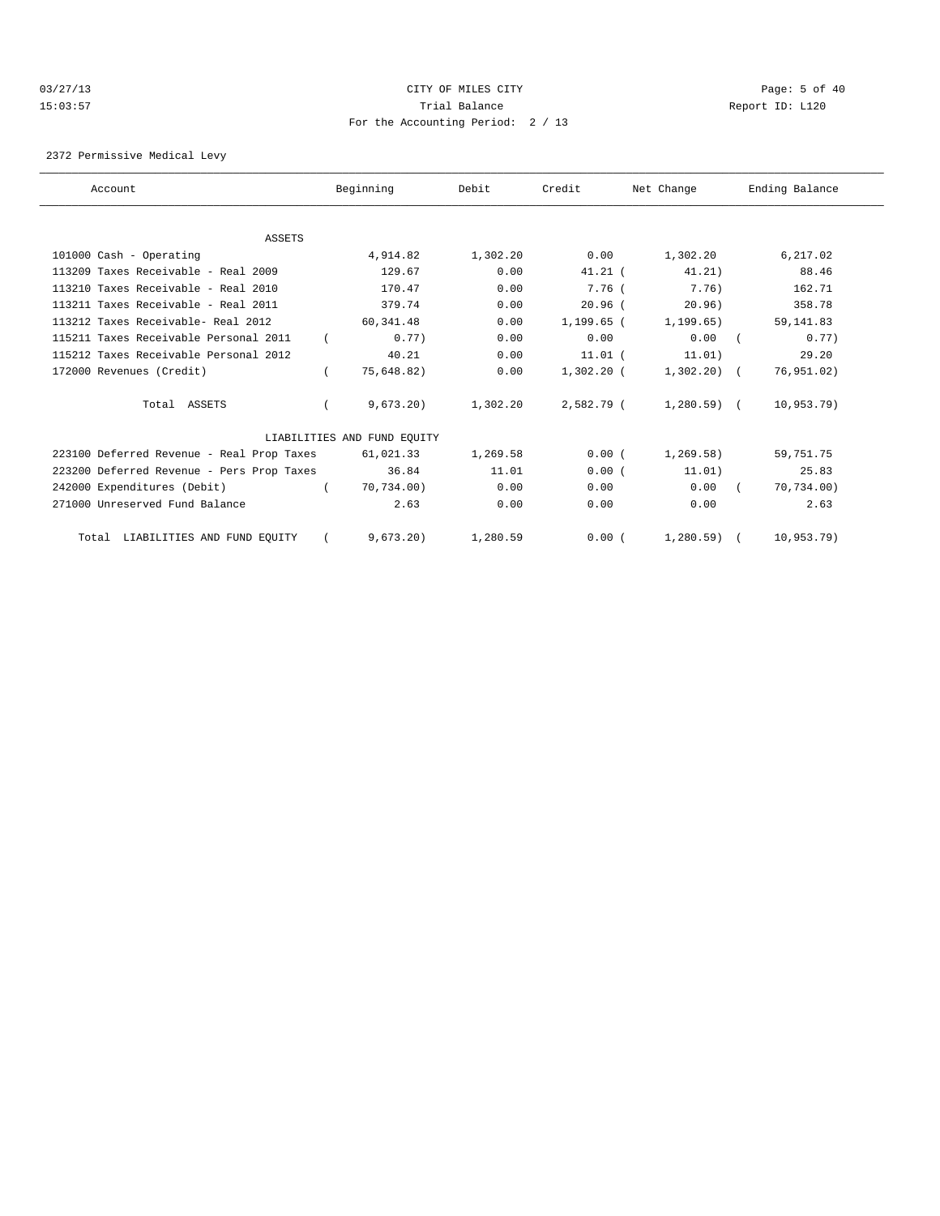CITY OF MILES CITY

Trial Balance

For the Accounting Period: 2 / 13

03/27/13 15:03:57

Report ID: L120

2372 Permissive Medical Levy

| Account | Beginning | Debit | Credit | Net Change | Ending Balance |
|---|---|---|---|---|---|
| ASSETS | | | | | |
| 101000 Cash - Operating | 4,914.82 | 1,302.20 | 0.00 | 1,302.20 | 6,217.02 |
| 113209 Taxes Receivable - Real 2009 | 129.67 | 0.00 | 41.21 | ( 41.21) | 88.46 |
| 113210 Taxes Receivable - Real 2010 | 170.47 | 0.00 | 7.76 | ( 7.76) | 162.71 |
| 113211 Taxes Receivable - Real 2011 | 379.74 | 0.00 | 20.96 | ( 20.96) | 358.78 |
| 113212 Taxes Receivable- Real 2012 | 60,341.48 | 0.00 | 1,199.65 | ( 1,199.65) | 59,141.83 |
| 115211 Taxes Receivable Personal 2011 | ( 0.77) | 0.00 | 0.00 | 0.00 | ( 0.77) |
| 115212 Taxes Receivable Personal 2012 | 40.21 | 0.00 | 11.01 | ( 11.01) | 29.20 |
| 172000 Revenues (Credit) | ( 75,648.82) | 0.00 | 1,302.20 | ( 1,302.20) | ( 76,951.02) |
| Total ASSETS | ( 9,673.20) | 1,302.20 | 2,582.79 | ( 1,280.59) | ( 10,953.79) |
| LIABILITIES AND FUND EQUITY | | | | | |
| 223100 Deferred Revenue - Real Prop Taxes | 61,021.33 | 1,269.58 | 0.00 | ( 1,269.58) | 59,751.75 |
| 223200 Deferred Revenue - Pers Prop Taxes | 36.84 | 11.01 | 0.00 | ( 11.01) | 25.83 |
| 242000 Expenditures (Debit) | ( 70,734.00) | 0.00 | 0.00 | 0.00 | ( 70,734.00) |
| 271000 Unreserved Fund Balance | 2.63 | 0.00 | 0.00 | 0.00 | 2.63 |
| Total LIABILITIES AND FUND EQUITY | ( 9,673.20) | 1,280.59 | 0.00 | ( 1,280.59) | ( 10,953.79) |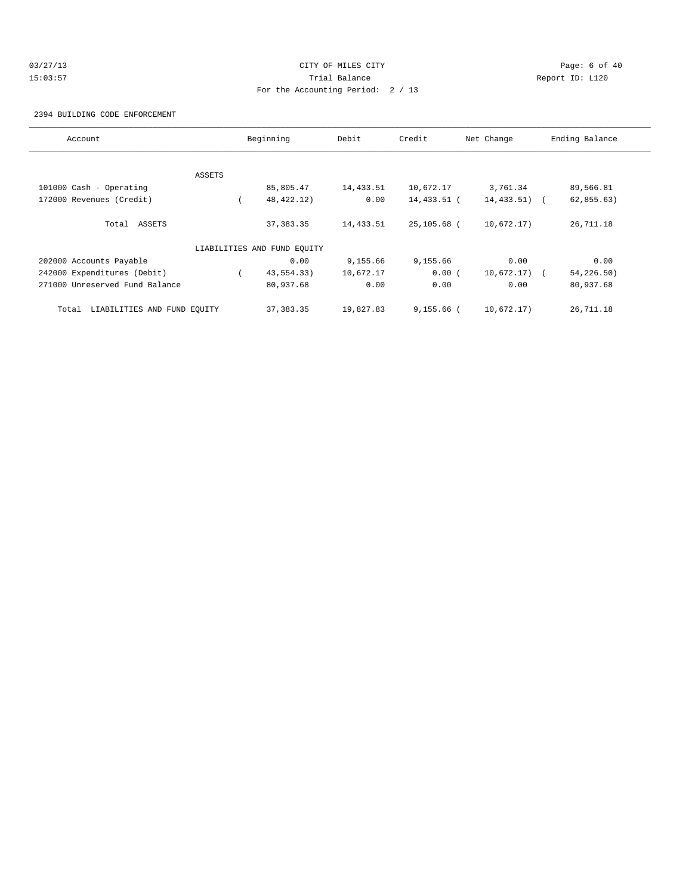CITY OF MILES CITY

Trial Balance

For the Accounting Period: 2 / 13

03/27/13 15:03:57

Report ID: L120

2394 BUILDING CODE ENFORCEMENT

| Account | Beginning | Debit | Credit | Net Change | Ending Balance |
|---|---|---|---|---|---|
| ASSETS | | | | | |
| 101000 Cash - Operating | 85,805.47 | 14,433.51 | 10,672.17 | 3,761.34 | 89,566.81 |
| 172000 Revenues (Credit) | ( 48,422.12) | 0.00 | 14,433.51 | ( 14,433.51) | ( 62,855.63) |
| Total ASSETS | 37,383.35 | 14,433.51 | 25,105.68 | ( 10,672.17) | 26,711.18 |
| LIABILITIES AND FUND EQUITY | | | | | |
| 202000 Accounts Payable | 0.00 | 9,155.66 | 9,155.66 | 0.00 | 0.00 |
| 242000 Expenditures (Debit) | ( 43,554.33) | 10,672.17 | 0.00 | ( 10,672.17) | ( 54,226.50) |
| 271000 Unreserved Fund Balance | 80,937.68 | 0.00 | 0.00 | 0.00 | 80,937.68 |
| Total LIABILITIES AND FUND EQUITY | 37,383.35 | 19,827.83 | 9,155.66 | ( 10,672.17) | 26,711.18 |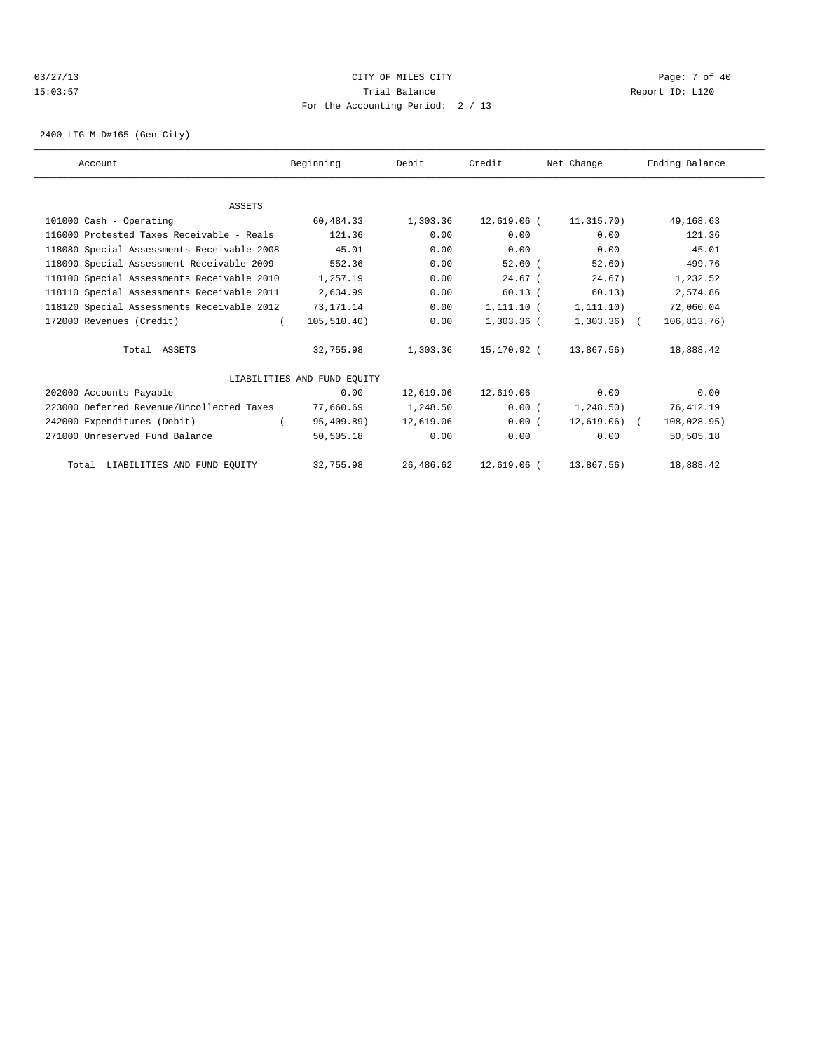CITY OF MILES CITY

Trial Balance

For the Accounting Period: 2 / 13

03/27/13 15:03:57 — Report ID: L120

2400 LTG M D#165-(Gen City)

| Account | Beginning | Debit | Credit | Net Change | Ending Balance |
|---|---|---|---|---|---|
| **ASSETS** | | | | | |
| 101000 Cash - Operating | 60,484.33 | 1,303.36 | 12,619.06 | (11,315.70) | 49,168.63 |
| 116000 Protested Taxes Receivable - Reals | 121.36 | 0.00 | 0.00 | 0.00 | 121.36 |
| 118080 Special Assessments Receivable 2008 | 45.01 | 0.00 | 0.00 | 0.00 | 45.01 |
| 118090 Special Assessment Receivable 2009 | 552.36 | 0.00 | 52.60 | (52.60) | 499.76 |
| 118100 Special Assessments Receivable 2010 | 1,257.19 | 0.00 | 24.67 | (24.67) | 1,232.52 |
| 118110 Special Assessments Receivable 2011 | 2,634.99 | 0.00 | 60.13 | (60.13) | 2,574.86 |
| 118120 Special Assessments Receivable 2012 | 73,171.14 | 0.00 | 1,111.10 | (1,111.10) | 72,060.04 |
| 172000 Revenues (Credit) | (105,510.40) | 0.00 | 1,303.36 | (1,303.36) | (106,813.76) |
| Total ASSETS | 32,755.98 | 1,303.36 | 15,170.92 | (13,867.56) | 18,888.42 |
| **LIABILITIES AND FUND EQUITY** | | | | | |
| 202000 Accounts Payable | 0.00 | 12,619.06 | 12,619.06 | 0.00 | 0.00 |
| 223000 Deferred Revenue/Uncollected Taxes | 77,660.69 | 1,248.50 | 0.00 | (1,248.50) | 76,412.19 |
| 242000 Expenditures (Debit) | (95,409.89) | 12,619.06 | 0.00 | (12,619.06) | (108,028.95) |
| 271000 Unreserved Fund Balance | 50,505.18 | 0.00 | 0.00 | 0.00 | 50,505.18 |
| Total LIABILITIES AND FUND EQUITY | 32,755.98 | 26,486.62 | 12,619.06 | (13,867.56) | 18,888.42 |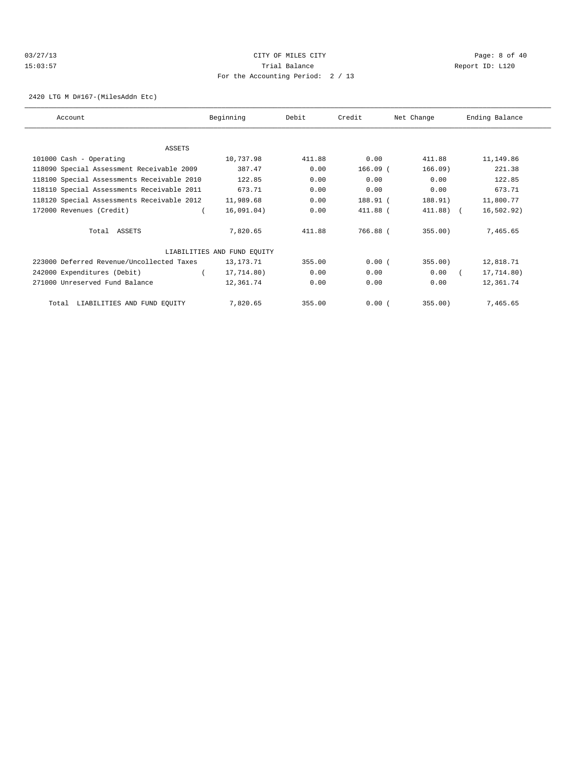CITY OF MILES CITY

Trial Balance

For the Accounting Period: 2 / 13

03/27/13 15:03:57 Report ID: L120

2420 LTG M D#167-(MilesAddn Etc)

| Account | Beginning | Debit | Credit | Net Change | Ending Balance |
|---|---|---|---|---|---|
| ASSETS | | | | | |
| 101000 Cash - Operating | 10,737.98 | 411.88 | 0.00 | 411.88 | 11,149.86 |
| 118090 Special Assessment Receivable 2009 | 387.47 | 0.00 | 166.09 | (166.09) | 221.38 |
| 118100 Special Assessments Receivable 2010 | 122.85 | 0.00 | 0.00 | 0.00 | 122.85 |
| 118110 Special Assessments Receivable 2011 | 673.71 | 0.00 | 0.00 | 0.00 | 673.71 |
| 118120 Special Assessments Receivable 2012 | 11,989.68 | 0.00 | 188.91 | (188.91) | 11,800.77 |
| 172000 Revenues (Credit) | (16,091.04) | 0.00 | 411.88 | (411.88) | (16,502.92) |
| Total ASSETS | 7,820.65 | 411.88 | 766.88 | (355.00) | 7,465.65 |
| LIABILITIES AND FUND EQUITY | | | | | |
| 223000 Deferred Revenue/Uncollected Taxes | 13,173.71 | 355.00 | 0.00 | (355.00) | 12,818.71 |
| 242000 Expenditures (Debit) | (17,714.80) | 0.00 | 0.00 | 0.00 | (17,714.80) |
| 271000 Unreserved Fund Balance | 12,361.74 | 0.00 | 0.00 | 0.00 | 12,361.74 |
| Total LIABILITIES AND FUND EQUITY | 7,820.65 | 355.00 | 0.00 | (355.00) | 7,465.65 |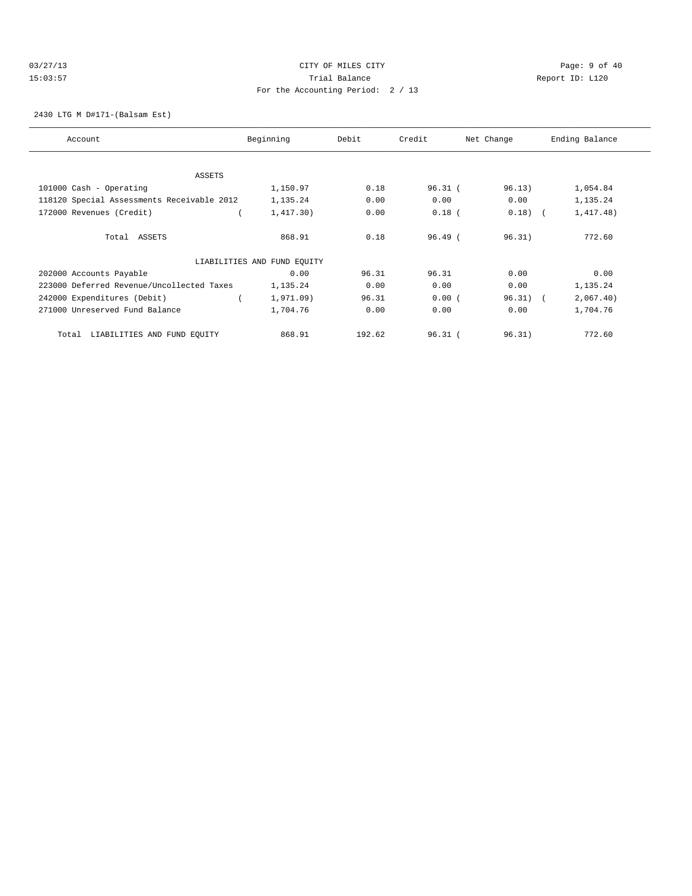03/27/13 CITY OF MILES CITY
15:03:57 Trial Balance Report ID: L120
For the Accounting Period: 2 / 13

2430 LTG M D#171-(Balsam Est)

| Account | Beginning | Debit | Credit | Net Change | Ending Balance |
|---|---|---|---|---|---|
| ASSETS | | | | | |
| 101000 Cash - Operating | 1,150.97 | 0.18 | 96.31 | ( 96.13) | 1,054.84 |
| 118120 Special Assessments Receivable 2012 | 1,135.24 | 0.00 | 0.00 | 0.00 | 1,135.24 |
| 172000 Revenues (Credit) | ( 1,417.30) | 0.00 | 0.18 | ( 0.18) | ( 1,417.48) |
| Total ASSETS | 868.91 | 0.18 | 96.49 | ( 96.31) | 772.60 |
| LIABILITIES AND FUND EQUITY | | | | | |
| 202000 Accounts Payable | 0.00 | 96.31 | 96.31 | 0.00 | 0.00 |
| 223000 Deferred Revenue/Uncollected Taxes | 1,135.24 | 0.00 | 0.00 | 0.00 | 1,135.24 |
| 242000 Expenditures (Debit) | ( 1,971.09) | 96.31 | 0.00 | ( 96.31) | ( 2,067.40) |
| 271000 Unreserved Fund Balance | 1,704.76 | 0.00 | 0.00 | 0.00 | 1,704.76 |
| Total LIABILITIES AND FUND EQUITY | 868.91 | 192.62 | 96.31 | ( 96.31) | 772.60 |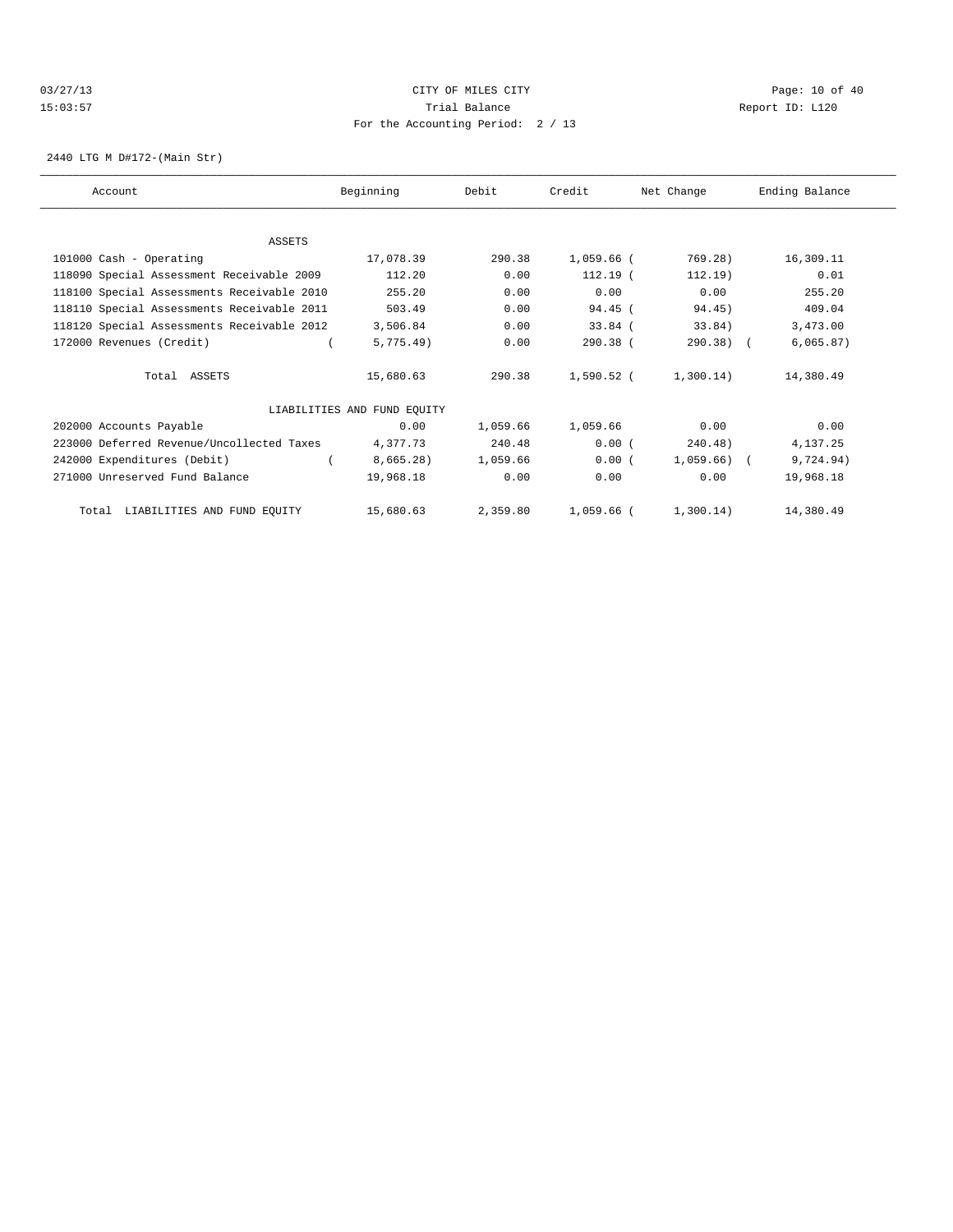03/27/13 CITY OF MILES CITY

15:03:57 Trial Balance Report ID: L120

For the Accounting Period: 2 / 13

2440 LTG M D#172-(Main Str)

| Account | Beginning | Debit | Credit | Net Change | Ending Balance |
|---|---|---|---|---|---|
| **ASSETS** | | | | | |
| 101000 Cash - Operating | 17,078.39 | 290.38 | 1,059.66 | ( 769.28) | 16,309.11 |
| 118090 Special Assessment Receivable 2009 | 112.20 | 0.00 | 112.19 | ( 112.19) | 0.01 |
| 118100 Special Assessments Receivable 2010 | 255.20 | 0.00 | 0.00 | 0.00 | 255.20 |
| 118110 Special Assessments Receivable 2011 | 503.49 | 0.00 | 94.45 | ( 94.45) | 409.04 |
| 118120 Special Assessments Receivable 2012 | 3,506.84 | 0.00 | 33.84 | ( 33.84) | 3,473.00 |
| 172000 Revenues (Credit) | ( 5,775.49) | 0.00 | 290.38 | ( 290.38) | ( 6,065.87) |
| Total ASSETS | 15,680.63 | 290.38 | 1,590.52 | ( 1,300.14) | 14,380.49 |
| **LIABILITIES AND FUND EQUITY** | | | | | |
| 202000 Accounts Payable | 0.00 | 1,059.66 | 1,059.66 | 0.00 | 0.00 |
| 223000 Deferred Revenue/Uncollected Taxes | 4,377.73 | 240.48 | 0.00 | ( 240.48) | 4,137.25 |
| 242000 Expenditures (Debit) | ( 8,665.28) | 1,059.66 | 0.00 | ( 1,059.66) | ( 9,724.94) |
| 271000 Unreserved Fund Balance | 19,968.18 | 0.00 | 0.00 | 0.00 | 19,968.18 |
| Total LIABILITIES AND FUND EQUITY | 15,680.63 | 2,359.80 | 1,059.66 | ( 1,300.14) | 14,380.49 |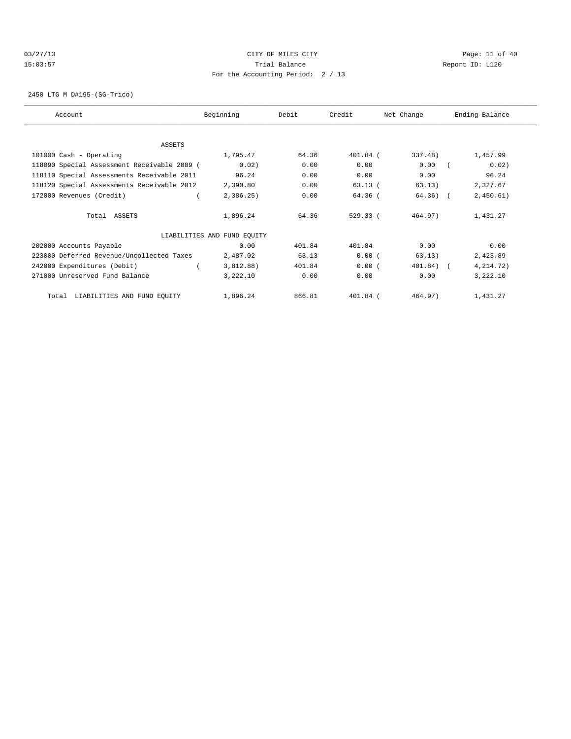CITY OF MILES CITY

Trial Balance

For the Accounting Period: 2 / 13

03/27/13 15:03:57 Report ID: L120

2450 LTG M D#195-(SG-Trico)

| Account | Beginning | Debit | Credit | Net Change | Ending Balance |
|---|---|---|---|---|---|
| ASSETS | | | | | |
| 101000 Cash - Operating | 1,795.47 | 64.36 | 401.84 | (337.48) | 1,457.99 |
| 118090 Special Assessment Receivable 2009 | (0.02) | 0.00 | 0.00 | 0.00 | (0.02) |
| 118110 Special Assessments Receivable 2011 | 96.24 | 0.00 | 0.00 | 0.00 | 96.24 |
| 118120 Special Assessments Receivable 2012 | 2,390.80 | 0.00 | 63.13 | (63.13) | 2,327.67 |
| 172000 Revenues (Credit) | (2,386.25) | 0.00 | 64.36 | (64.36) | (2,450.61) |
| Total ASSETS | 1,896.24 | 64.36 | 529.33 | (464.97) | 1,431.27 |
| LIABILITIES AND FUND EQUITY | | | | | |
| 202000 Accounts Payable | 0.00 | 401.84 | 401.84 | 0.00 | 0.00 |
| 223000 Deferred Revenue/Uncollected Taxes | 2,487.02 | 63.13 | 0.00 | (63.13) | 2,423.89 |
| 242000 Expenditures (Debit) | (3,812.88) | 401.84 | 0.00 | (401.84) | (4,214.72) |
| 271000 Unreserved Fund Balance | 3,222.10 | 0.00 | 0.00 | 0.00 | 3,222.10 |
| Total LIABILITIES AND FUND EQUITY | 1,896.24 | 866.81 | 401.84 | (464.97) | 1,431.27 |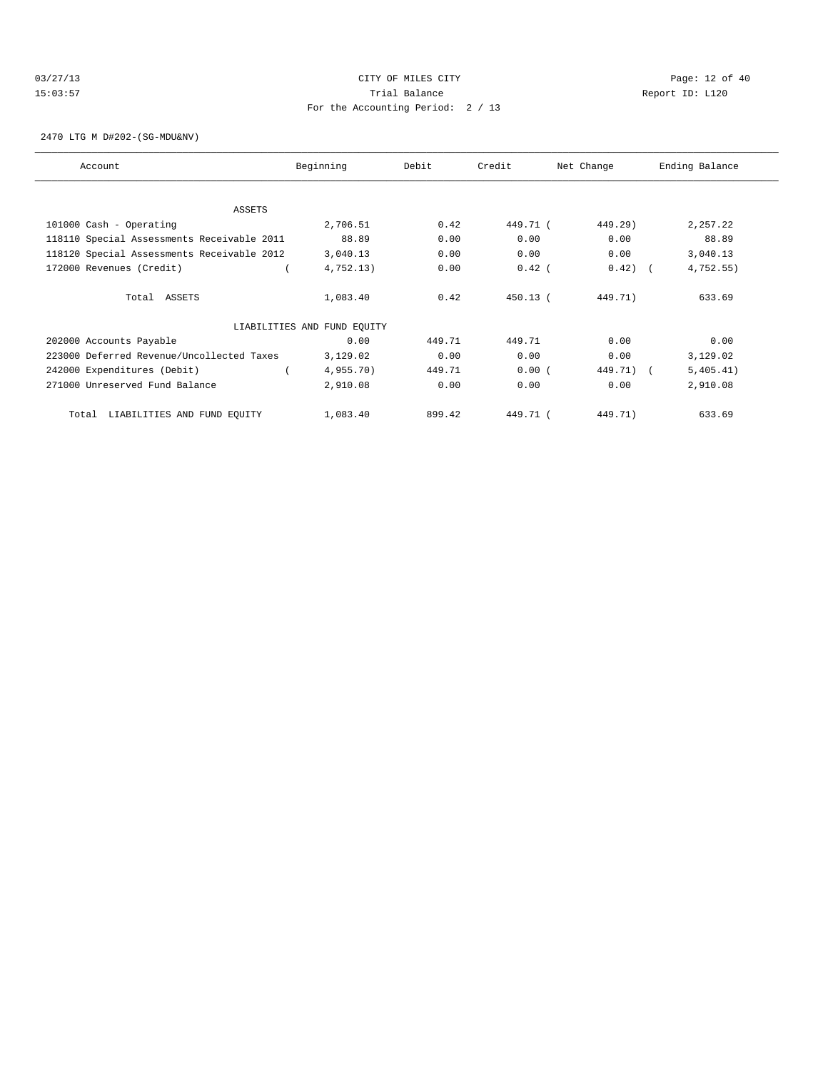CITY OF MILES CITY

Trial Balance

For the Accounting Period: 2 / 13

03/27/13 15:03:57 Report ID: L120

2470 LTG M D#202-(SG-MDU&NV)

| Account | Beginning | Debit | Credit | Net Change | Ending Balance |
|---|---|---|---|---|---|
| ASSETS | | | | | |
| 101000 Cash - Operating | 2,706.51 | 0.42 | 449.71 | ( 449.29) | 2,257.22 |
| 118110 Special Assessments Receivable 2011 | 88.89 | 0.00 | 0.00 | 0.00 | 88.89 |
| 118120 Special Assessments Receivable 2012 | 3,040.13 | 0.00 | 0.00 | 0.00 | 3,040.13 |
| 172000 Revenues (Credit) | ( 4,752.13) | 0.00 | 0.42 | ( 0.42) | ( 4,752.55) |
| Total ASSETS | 1,083.40 | 0.42 | 450.13 | ( 449.71) | 633.69 |
| LIABILITIES AND FUND EQUITY | | | | | |
| 202000 Accounts Payable | 0.00 | 449.71 | 449.71 | 0.00 | 0.00 |
| 223000 Deferred Revenue/Uncollected Taxes | 3,129.02 | 0.00 | 0.00 | 0.00 | 3,129.02 |
| 242000 Expenditures (Debit) | ( 4,955.70) | 449.71 | 0.00 | ( 449.71) | ( 5,405.41) |
| 271000 Unreserved Fund Balance | 2,910.08 | 0.00 | 0.00 | 0.00 | 2,910.08 |
| Total LIABILITIES AND FUND EQUITY | 1,083.40 | 899.42 | 449.71 | ( 449.71) | 633.69 |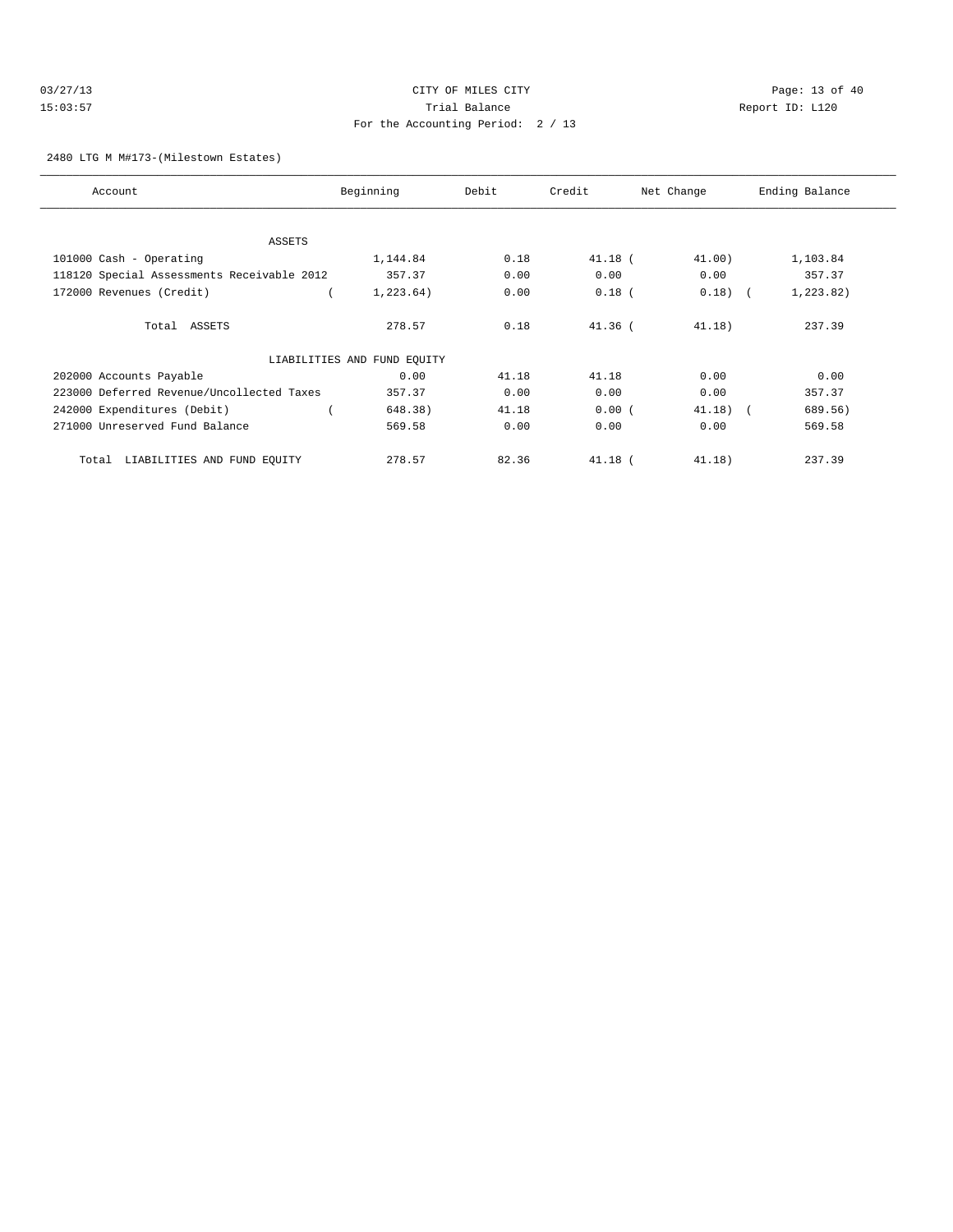CITY OF MILES CITY
Trial Balance
For the Accounting Period: 2 / 13

03/27/13
15:03:57

Report ID: L120

2480 LTG M M#173-(Milestown Estates)

| Account | Beginning | Debit | Credit | Net Change | Ending Balance |
|---|---|---|---|---|---|
| ASSETS | | | | | |
| 101000 Cash - Operating | 1,144.84 | 0.18 | 41.18 | ( 41.00) | 1,103.84 |
| 118120 Special Assessments Receivable 2012 | 357.37 | 0.00 | 0.00 | 0.00 | 357.37 |
| 172000 Revenues (Credit) | ( 1,223.64) | 0.00 | 0.18 | ( 0.18) | ( 1,223.82) |
| Total ASSETS | 278.57 | 0.18 | 41.36 | ( 41.18) | 237.39 |
| LIABILITIES AND FUND EQUITY | | | | | |
| 202000 Accounts Payable | 0.00 | 41.18 | 41.18 | 0.00 | 0.00 |
| 223000 Deferred Revenue/Uncollected Taxes | 357.37 | 0.00 | 0.00 | 0.00 | 357.37 |
| 242000 Expenditures (Debit) | ( 648.38) | 41.18 | 0.00 | ( 41.18) | ( 689.56) |
| 271000 Unreserved Fund Balance | 569.58 | 0.00 | 0.00 | 0.00 | 569.58 |
| Total LIABILITIES AND FUND EQUITY | 278.57 | 82.36 | 41.18 | ( 41.18) | 237.39 |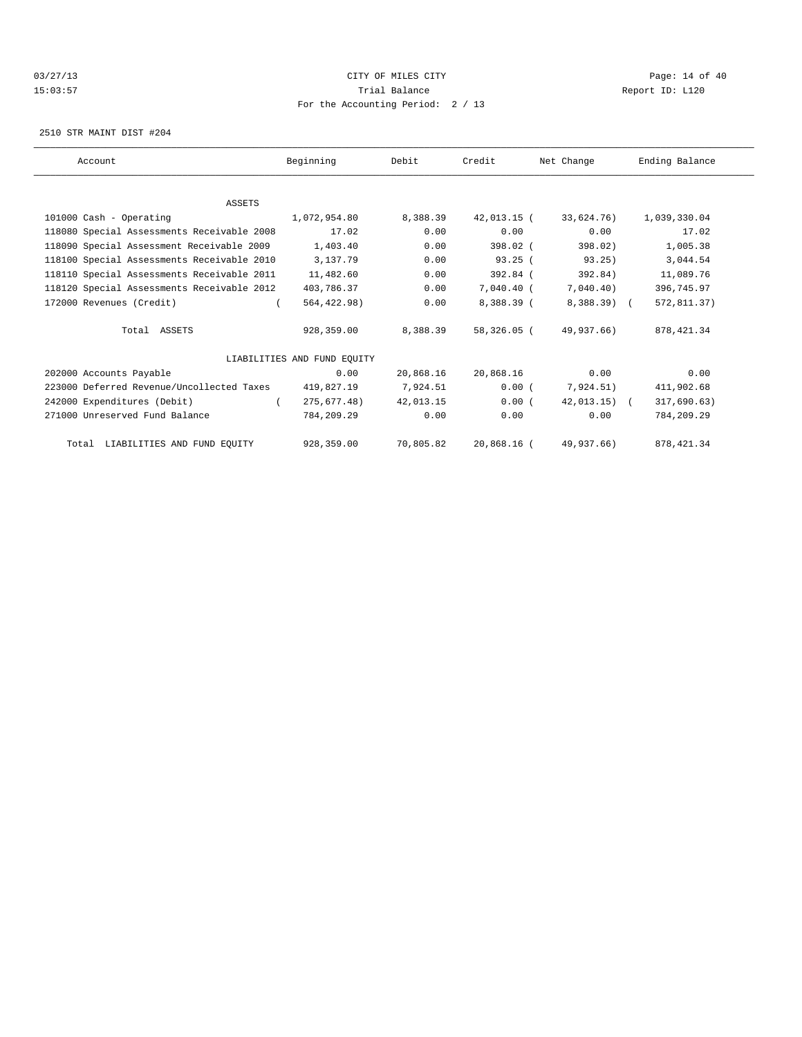CITY OF MILES CITY

Trial Balance

For the Accounting Period: 2 / 13

2510 STR MAINT DIST #204

| Account | Beginning | Debit | Credit | Net Change | Ending Balance |
|---|---|---|---|---|---|
| ASSETS | | | | | |
| 101000 Cash - Operating | 1,072,954.80 | 8,388.39 | 42,013.15 | ( 33,624.76) | 1,039,330.04 |
| 118080 Special Assessments Receivable 2008 | 17.02 | 0.00 | 0.00 | 0.00 | 17.02 |
| 118090 Special Assessment Receivable 2009 | 1,403.40 | 0.00 | 398.02 | ( 398.02) | 1,005.38 |
| 118100 Special Assessments Receivable 2010 | 3,137.79 | 0.00 | 93.25 | ( 93.25) | 3,044.54 |
| 118110 Special Assessments Receivable 2011 | 11,482.60 | 0.00 | 392.84 | ( 392.84) | 11,089.76 |
| 118120 Special Assessments Receivable 2012 | 403,786.37 | 0.00 | 7,040.40 | ( 7,040.40) | 396,745.97 |
| 172000 Revenues (Credit) | ( 564,422.98) | 0.00 | 8,388.39 | ( 8,388.39) | ( 572,811.37) |
| Total ASSETS | 928,359.00 | 8,388.39 | 58,326.05 | ( 49,937.66) | 878,421.34 |
| LIABILITIES AND FUND EQUITY | | | | | |
| 202000 Accounts Payable | 0.00 | 20,868.16 | 20,868.16 | 0.00 | 0.00 |
| 223000 Deferred Revenue/Uncollected Taxes | 419,827.19 | 7,924.51 | 0.00 | ( 7,924.51) | 411,902.68 |
| 242000 Expenditures (Debit) | ( 275,677.48) | 42,013.15 | 0.00 | ( 42,013.15) | ( 317,690.63) |
| 271000 Unreserved Fund Balance | 784,209.29 | 0.00 | 0.00 | 0.00 | 784,209.29 |
| Total LIABILITIES AND FUND EQUITY | 928,359.00 | 70,805.82 | 20,868.16 | ( 49,937.66) | 878,421.34 |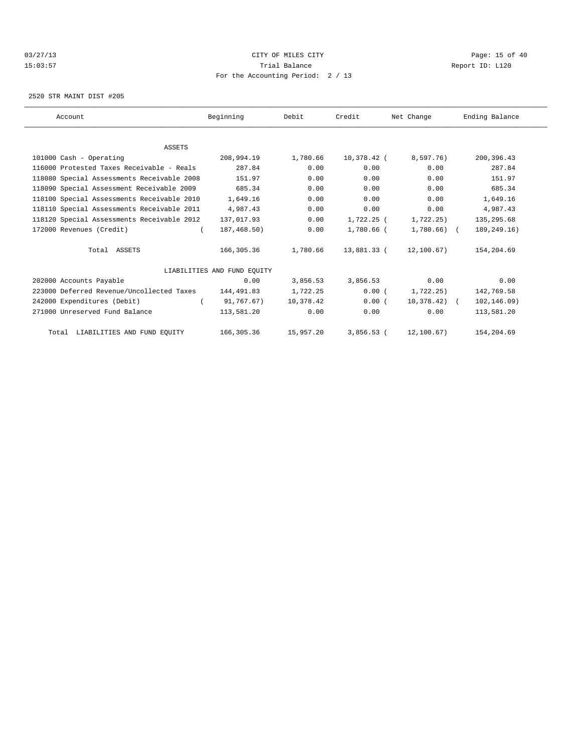CITY OF MILES CITY

Trial Balance

For the Accounting Period: 2 / 13

03/27/13 15:03:57 — Report ID: L120

2520 STR MAINT DIST #205

| Account | Beginning | Debit | Credit | Net Change | Ending Balance |
|---|---|---|---|---|---|
| ASSETS | | | | | |
| 101000 Cash - Operating | 208,994.19 | 1,780.66 | 10,378.42 | ( 8,597.76) | 200,396.43 |
| 116000 Protested Taxes Receivable - Reals | 287.84 | 0.00 | 0.00 | 0.00 | 287.84 |
| 118080 Special Assessments Receivable 2008 | 151.97 | 0.00 | 0.00 | 0.00 | 151.97 |
| 118090 Special Assessment Receivable 2009 | 685.34 | 0.00 | 0.00 | 0.00 | 685.34 |
| 118100 Special Assessments Receivable 2010 | 1,649.16 | 0.00 | 0.00 | 0.00 | 1,649.16 |
| 118110 Special Assessments Receivable 2011 | 4,987.43 | 0.00 | 0.00 | 0.00 | 4,987.43 |
| 118120 Special Assessments Receivable 2012 | 137,017.93 | 0.00 | 1,722.25 | ( 1,722.25) | 135,295.68 |
| 172000 Revenues (Credit) | ( 187,468.50) | 0.00 | 1,780.66 | ( 1,780.66) | ( 189,249.16) |
| Total ASSETS | 166,305.36 | 1,780.66 | 13,881.33 | ( 12,100.67) | 154,204.69 |
| LIABILITIES AND FUND EQUITY | | | | | |
| 202000 Accounts Payable | 0.00 | 3,856.53 | 3,856.53 | 0.00 | 0.00 |
| 223000 Deferred Revenue/Uncollected Taxes | 144,491.83 | 1,722.25 | 0.00 | ( 1,722.25) | 142,769.58 |
| 242000 Expenditures (Debit) | ( 91,767.67) | 10,378.42 | 0.00 | ( 10,378.42) | ( 102,146.09) |
| 271000 Unreserved Fund Balance | 113,581.20 | 0.00 | 0.00 | 0.00 | 113,581.20 |
| Total LIABILITIES AND FUND EQUITY | 166,305.36 | 15,957.20 | 3,856.53 | ( 12,100.67) | 154,204.69 |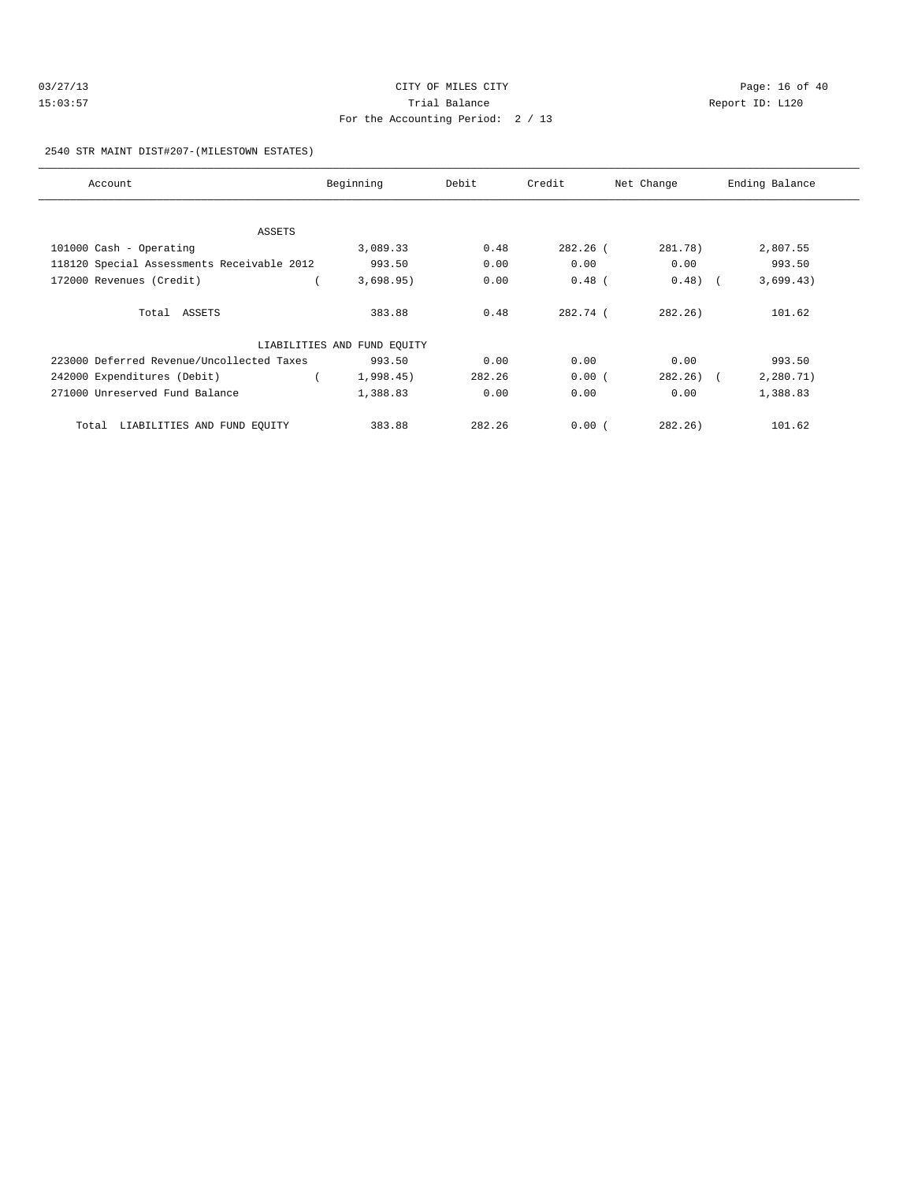CITY OF MILES CITY

Trial Balance

For the Accounting Period: 2 / 13

2540 STR MAINT DIST#207-(MILESTOWN ESTATES)

| Account | Beginning | Debit | Credit | Net Change | Ending Balance |
|---|---|---|---|---|---|
| ASSETS | | | | | |
| 101000 Cash - Operating | 3,089.33 | 0.48 | 282.26 | ( 281.78) | 2,807.55 |
| 118120 Special Assessments Receivable 2012 | 993.50 | 0.00 | 0.00 | 0.00 | 993.50 |
| 172000 Revenues (Credit) | ( 3,698.95) | 0.00 | 0.48 | ( 0.48) | ( 3,699.43) |
| Total ASSETS | 383.88 | 0.48 | 282.74 | ( 282.26) | 101.62 |
| LIABILITIES AND FUND EQUITY | | | | | |
| 223000 Deferred Revenue/Uncollected Taxes | 993.50 | 0.00 | 0.00 | 0.00 | 993.50 |
| 242000 Expenditures (Debit) | ( 1,998.45) | 282.26 | 0.00 | ( 282.26) | ( 2,280.71) |
| 271000 Unreserved Fund Balance | 1,388.83 | 0.00 | 0.00 | 0.00 | 1,388.83 |
| Total LIABILITIES AND FUND EQUITY | 383.88 | 282.26 | 0.00 | ( 282.26) | 101.62 |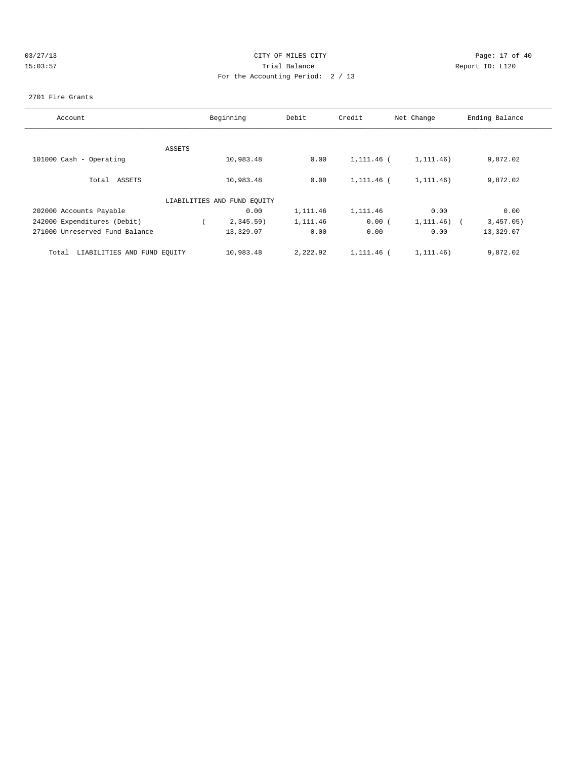03/27/13 CITY OF MILES CITY
15:03:57 Trial Balance Report ID: L120
For the Accounting Period: 2 / 13

2701 Fire Grants

| Account | Beginning | Debit | Credit | Net Change | Ending Balance |
|---|---|---|---|---|---|
| ASSETS | | | | | |
| 101000 Cash - Operating | 10,983.48 | 0.00 | 1,111.46 | (1,111.46) | 9,872.02 |
| Total ASSETS | 10,983.48 | 0.00 | 1,111.46 | (1,111.46) | 9,872.02 |
| LIABILITIES AND FUND EQUITY | | | | | |
| 202000 Accounts Payable | 0.00 | 1,111.46 | 1,111.46 | 0.00 | 0.00 |
| 242000 Expenditures (Debit) | (2,345.59) | 1,111.46 | 0.00 | (1,111.46) | (3,457.05) |
| 271000 Unreserved Fund Balance | 13,329.07 | 0.00 | 0.00 | 0.00 | 13,329.07 |
| Total LIABILITIES AND FUND EQUITY | 10,983.48 | 2,222.92 | 1,111.46 | (1,111.46) | 9,872.02 |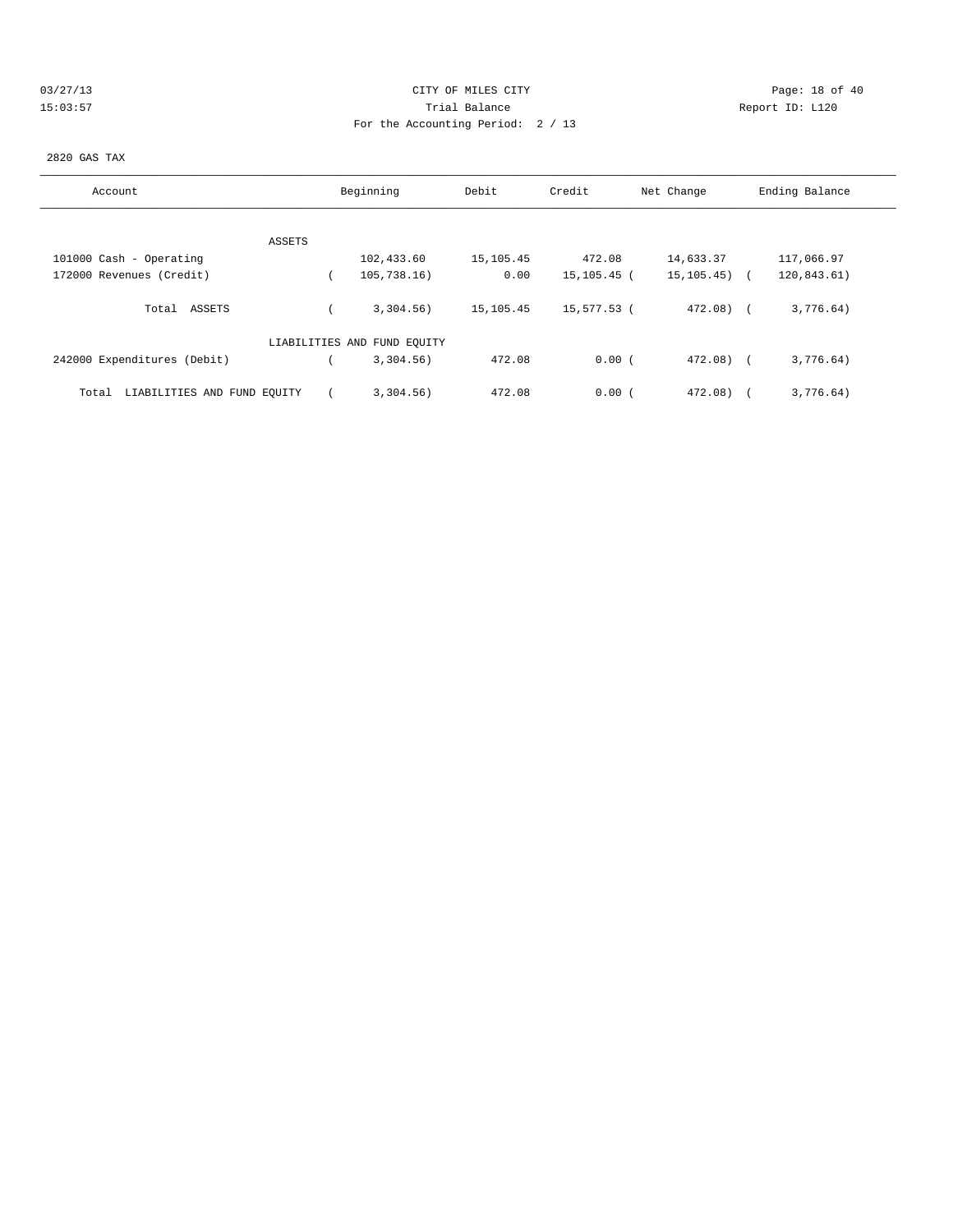CITY OF MILES CITY

Trial Balance

For the Accounting Period: 2 / 13

03/27/13 15:03:57 — Report ID: L120

2820 GAS TAX

| Account | Beginning | Debit | Credit | Net Change | Ending Balance |
|---|---|---|---|---|---|
| ASSETS | | | | | |
| 101000 Cash - Operating | 102,433.60 | 15,105.45 | 472.08 | 14,633.37 | 117,066.97 |
| 172000 Revenues (Credit) | ( 105,738.16) | 0.00 | 15,105.45 | ( 15,105.45) | ( 120,843.61) |
| Total ASSETS | ( 3,304.56) | 15,105.45 | 15,577.53 | ( 472.08) | ( 3,776.64) |
| LIABILITIES AND FUND EQUITY | | | | | |
| 242000 Expenditures (Debit) | ( 3,304.56) | 472.08 | 0.00 | ( 472.08) | ( 3,776.64) |
| Total LIABILITIES AND FUND EQUITY | ( 3,304.56) | 472.08 | 0.00 | ( 472.08) | ( 3,776.64) |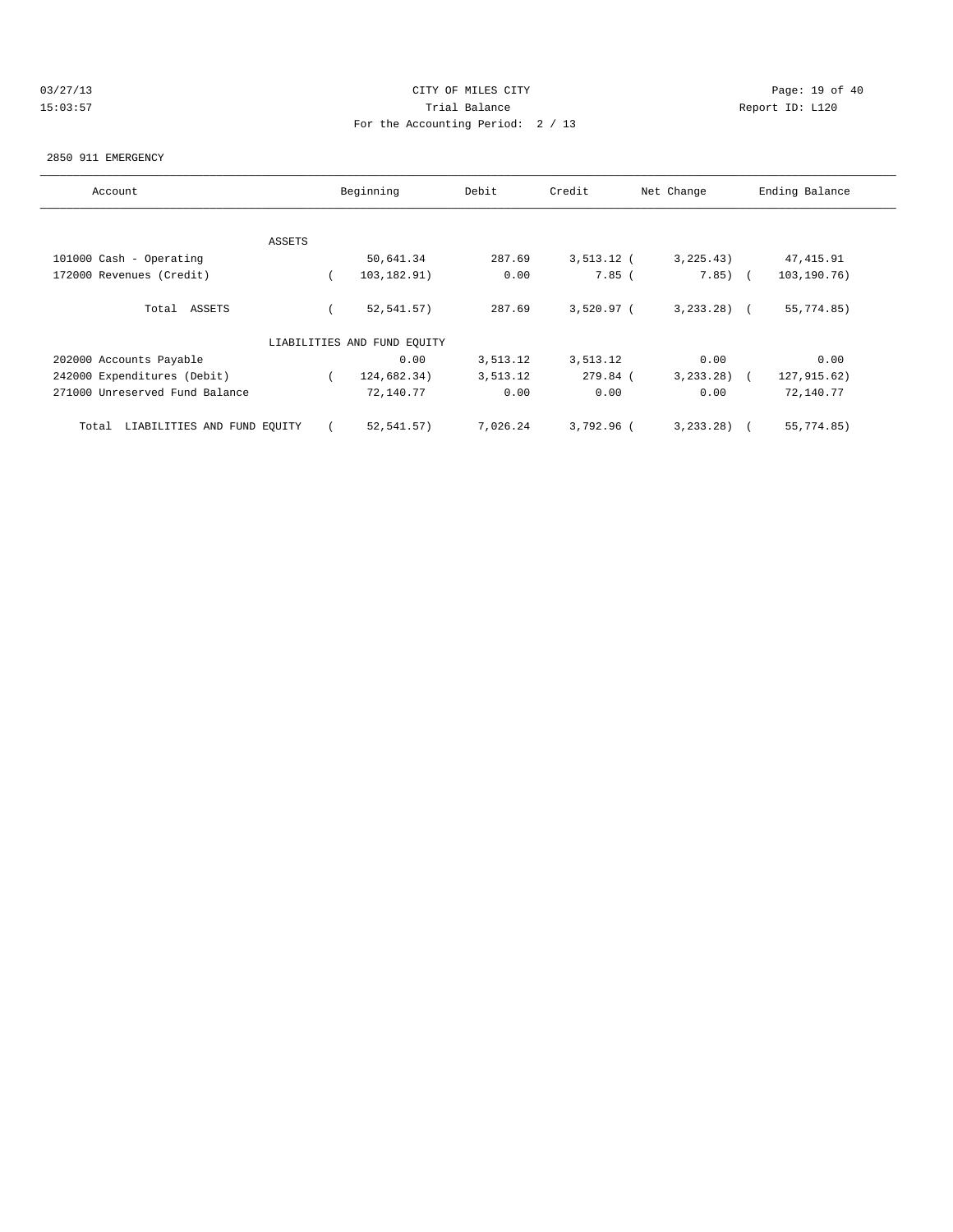CITY OF MILES CITY

Trial Balance

For the Accounting Period: 2 / 13

03/27/13 15:03:57 Report ID: L120

2850 911 EMERGENCY

| Account | Beginning | Debit | Credit | Net Change | Ending Balance |
|---|---|---|---|---|---|
| ASSETS | | | | | |
| 101000 Cash - Operating | 50,641.34 | 287.69 | 3,513.12 | ( 3,225.43) | 47,415.91 |
| 172000 Revenues (Credit) | ( 103,182.91) | 0.00 | 7.85 | ( 7.85) | ( 103,190.76) |
| Total ASSETS | ( 52,541.57) | 287.69 | 3,520.97 | ( 3,233.28) | ( 55,774.85) |
| LIABILITIES AND FUND EQUITY | | | | | |
| 202000 Accounts Payable | 0.00 | 3,513.12 | 3,513.12 | 0.00 | 0.00 |
| 242000 Expenditures (Debit) | ( 124,682.34) | 3,513.12 | 279.84 | ( 3,233.28) | ( 127,915.62) |
| 271000 Unreserved Fund Balance | 72,140.77 | 0.00 | 0.00 | 0.00 | 72,140.77 |
| Total LIABILITIES AND FUND EQUITY | ( 52,541.57) | 7,026.24 | 3,792.96 | ( 3,233.28) | ( 55,774.85) |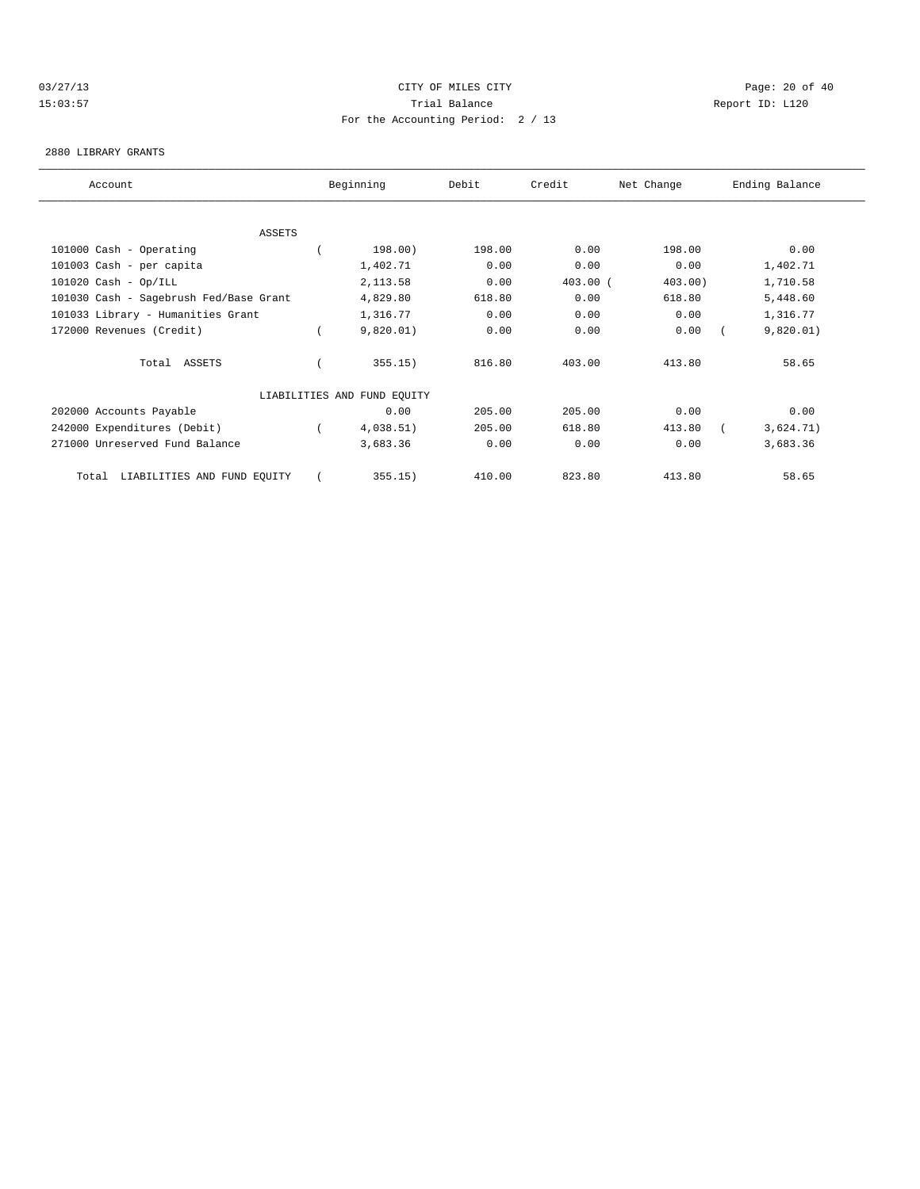CITY OF MILES CITY

Trial Balance

For the Accounting Period: 2 / 13

03/27/13 15:03:57

Report ID: L120

2880 LIBRARY GRANTS

| Account | Beginning | Debit | Credit | Net Change | Ending Balance |
|---|---|---|---|---|---|
| ASSETS | | | | | |
| 101000 Cash - Operating | ( 198.00) | 198.00 | 0.00 | 198.00 | 0.00 |
| 101003 Cash - per capita | 1,402.71 | 0.00 | 0.00 | 0.00 | 1,402.71 |
| 101020 Cash - Op/ILL | 2,113.58 | 0.00 | 403.00 | ( 403.00) | 1,710.58 |
| 101030 Cash - Sagebrush Fed/Base Grant | 4,829.80 | 618.80 | 0.00 | 618.80 | 5,448.60 |
| 101033 Library - Humanities Grant | 1,316.77 | 0.00 | 0.00 | 0.00 | 1,316.77 |
| 172000 Revenues (Credit) | ( 9,820.01) | 0.00 | 0.00 | 0.00 | ( 9,820.01) |
| Total ASSETS | ( 355.15) | 816.80 | 403.00 | 413.80 | 58.65 |
| LIABILITIES AND FUND EQUITY | | | | | |
| 202000 Accounts Payable | 0.00 | 205.00 | 205.00 | 0.00 | 0.00 |
| 242000 Expenditures (Debit) | ( 4,038.51) | 205.00 | 618.80 | 413.80 | ( 3,624.71) |
| 271000 Unreserved Fund Balance | 3,683.36 | 0.00 | 0.00 | 0.00 | 3,683.36 |
| Total LIABILITIES AND FUND EQUITY | ( 355.15) | 410.00 | 823.80 | 413.80 | 58.65 |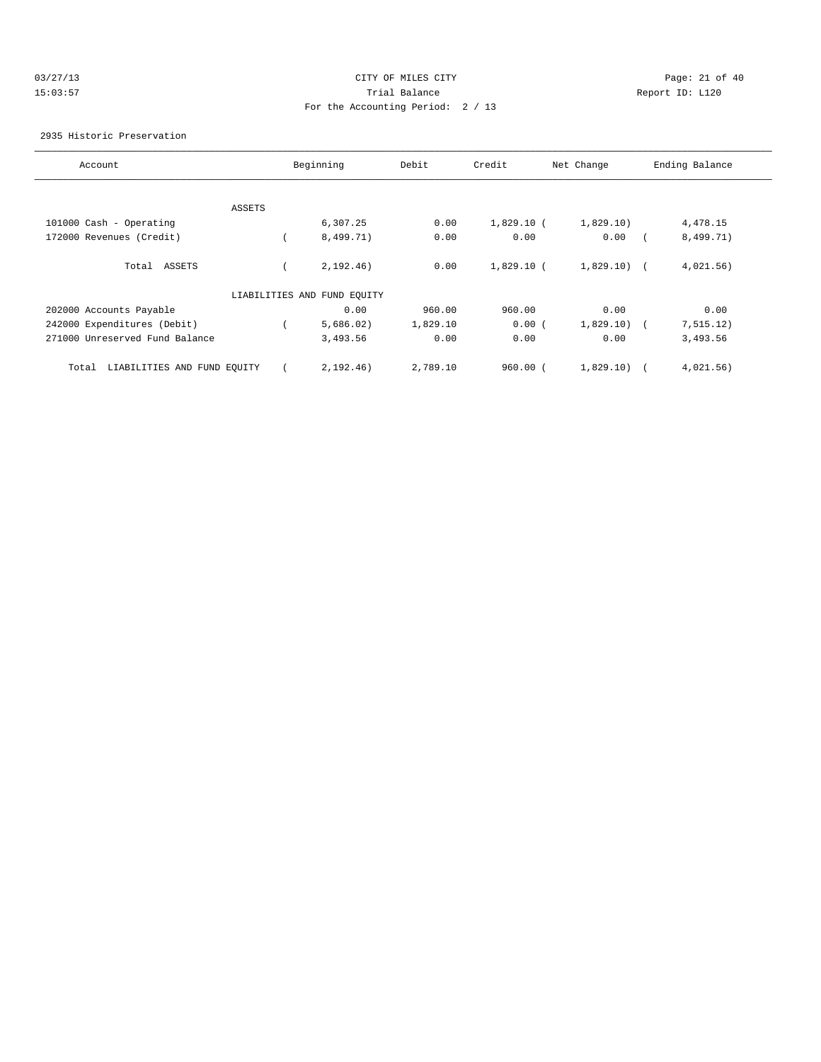CITY OF MILES CITY

Trial Balance

For the Accounting Period: 2 / 13

2935 Historic Preservation

| Account | Beginning | Debit | Credit | Net Change | Ending Balance |
|---|---|---|---|---|---|
| ASSETS | | | | | |
| 101000 Cash - Operating | 6,307.25 | 0.00 | 1,829.10 | (1,829.10) | 4,478.15 |
| 172000 Revenues (Credit) | (8,499.71) | 0.00 | 0.00 | 0.00 | (8,499.71) |
| Total ASSETS | (2,192.46) | 0.00 | 1,829.10 | (1,829.10) | (4,021.56) |
| LIABILITIES AND FUND EQUITY | | | | | |
| 202000 Accounts Payable | 0.00 | 960.00 | 960.00 | 0.00 | 0.00 |
| 242000 Expenditures (Debit) | (5,686.02) | 1,829.10 | 0.00 | (1,829.10) | (7,515.12) |
| 271000 Unreserved Fund Balance | 3,493.56 | 0.00 | 0.00 | 0.00 | 3,493.56 |
| Total LIABILITIES AND FUND EQUITY | (2,192.46) | 2,789.10 | 960.00 | (1,829.10) | (4,021.56) |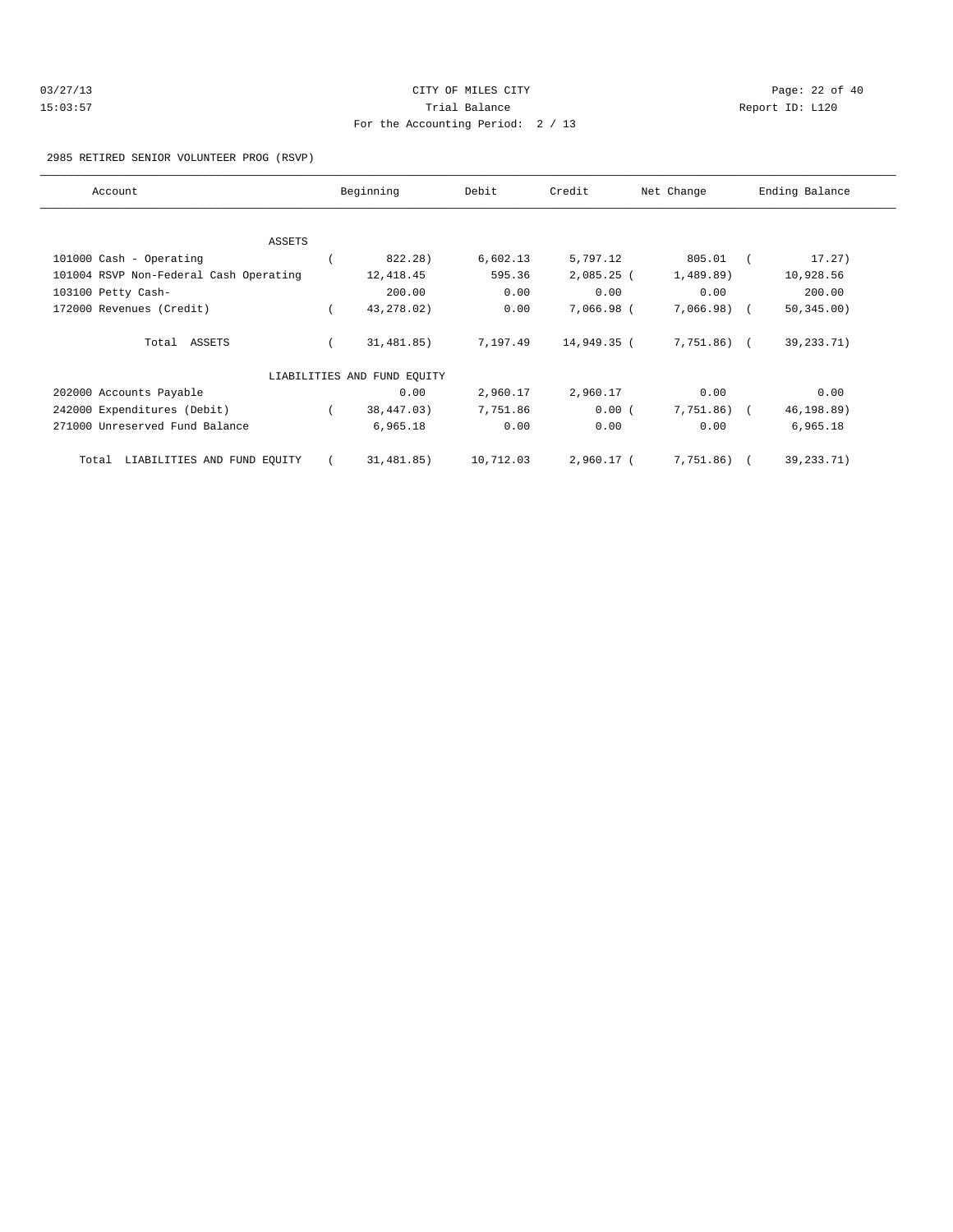03/27/13 CITY OF MILES CITY
15:03:57 Trial Balance Report ID: L120
For the Accounting Period: 2 / 13

2985 RETIRED SENIOR VOLUNTEER PROG (RSVP)

| Account | Beginning | Debit | Credit | Net Change | Ending Balance |
|---|---|---|---|---|---|
| ASSETS | | | | | |
| 101000 Cash - Operating | ( 822.28) | 6,602.13 | 5,797.12 | 805.01 | ( 17.27) |
| 101004 RSVP Non-Federal Cash Operating | 12,418.45 | 595.36 | 2,085.25 | ( 1,489.89) | 10,928.56 |
| 103100 Petty Cash- | 200.00 | 0.00 | 0.00 | 0.00 | 200.00 |
| 172000 Revenues (Credit) | ( 43,278.02) | 0.00 | 7,066.98 | ( 7,066.98) | ( 50,345.00) |
| Total ASSETS | ( 31,481.85) | 7,197.49 | 14,949.35 | ( 7,751.86) | ( 39,233.71) |
| LIABILITIES AND FUND EQUITY | | | | | |
| 202000 Accounts Payable | 0.00 | 2,960.17 | 2,960.17 | 0.00 | 0.00 |
| 242000 Expenditures (Debit) | ( 38,447.03) | 7,751.86 | 0.00 | ( 7,751.86) | ( 46,198.89) |
| 271000 Unreserved Fund Balance | 6,965.18 | 0.00 | 0.00 | 0.00 | 6,965.18 |
| Total LIABILITIES AND FUND EQUITY | ( 31,481.85) | 10,712.03 | 2,960.17 | ( 7,751.86) | ( 39,233.71) |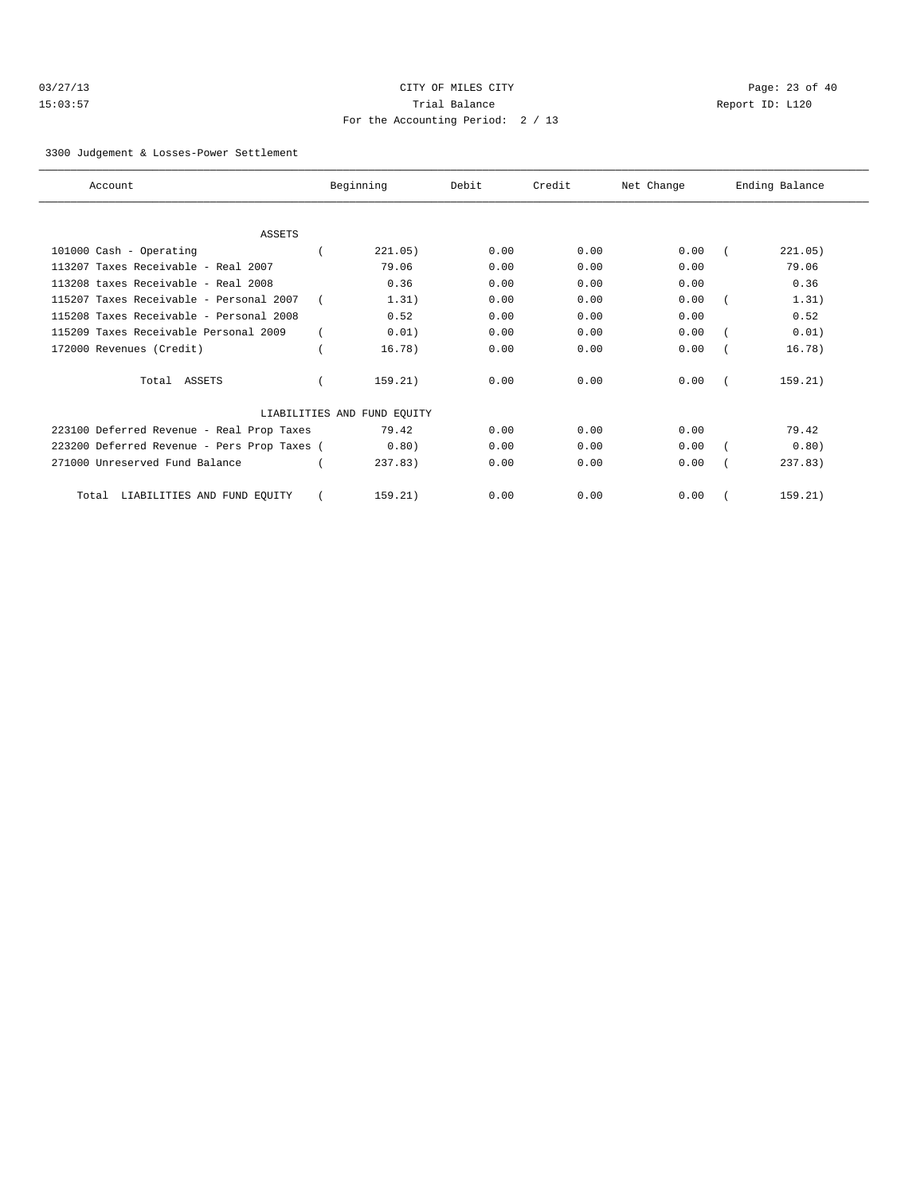CITY OF MILES CITY

Trial Balance

For the Accounting Period: 2 / 13

3300 Judgement & Losses-Power Settlement

| Account | Beginning | Debit | Credit | Net Change | Ending Balance |
|---|---|---|---|---|---|
| ASSETS | | | | | |
| 101000 Cash - Operating | ( 221.05) | 0.00 | 0.00 | 0.00 | ( 221.05) |
| 113207 Taxes Receivable - Real 2007 | 79.06 | 0.00 | 0.00 | 0.00 | 79.06 |
| 113208 taxes Receivable - Real 2008 | 0.36 | 0.00 | 0.00 | 0.00 | 0.36 |
| 115207 Taxes Receivable - Personal 2007 | ( 1.31) | 0.00 | 0.00 | 0.00 | ( 1.31) |
| 115208 Taxes Receivable - Personal 2008 | 0.52 | 0.00 | 0.00 | 0.00 | 0.52 |
| 115209 Taxes Receivable Personal 2009 | ( 0.01) | 0.00 | 0.00 | 0.00 | ( 0.01) |
| 172000 Revenues (Credit) | ( 16.78) | 0.00 | 0.00 | 0.00 | ( 16.78) |
| Total ASSETS | ( 159.21) | 0.00 | 0.00 | 0.00 | ( 159.21) |
| LIABILITIES AND FUND EQUITY | | | | | |
| 223100 Deferred Revenue - Real Prop Taxes | 79.42 | 0.00 | 0.00 | 0.00 | 79.42 |
| 223200 Deferred Revenue - Pers Prop Taxes | ( 0.80) | 0.00 | 0.00 | 0.00 | ( 0.80) |
| 271000 Unreserved Fund Balance | ( 237.83) | 0.00 | 0.00 | 0.00 | ( 237.83) |
| Total LIABILITIES AND FUND EQUITY | ( 159.21) | 0.00 | 0.00 | 0.00 | ( 159.21) |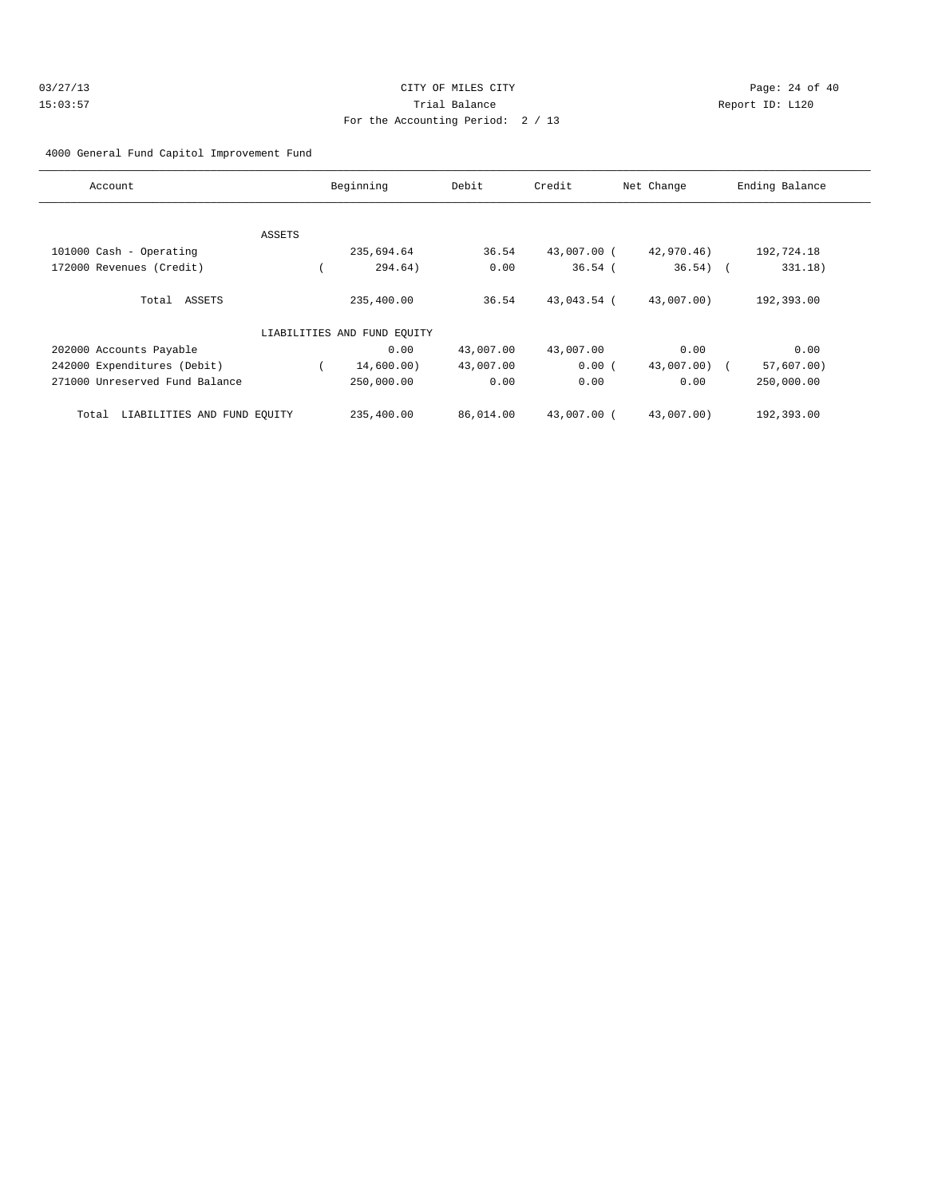CITY OF MILES CITY

Trial Balance

For the Accounting Period: 2 / 13

03/27/13 15:03:57

Report ID: L120

4000 General Fund Capitol Improvement Fund

| Account | Beginning | Debit | Credit | Net Change | Ending Balance |
|---|---|---|---|---|---|
| ASSETS | | | | | |
| 101000 Cash - Operating | 235,694.64 | 36.54 | 43,007.00 | ( 42,970.46) | 192,724.18 |
| 172000 Revenues (Credit) | ( 294.64) | 0.00 | 36.54 | ( 36.54) | ( 331.18) |
| Total ASSETS | 235,400.00 | 36.54 | 43,043.54 | ( 43,007.00) | 192,393.00 |
| LIABILITIES AND FUND EQUITY | | | | | |
| 202000 Accounts Payable | 0.00 | 43,007.00 | 43,007.00 | 0.00 | 0.00 |
| 242000 Expenditures (Debit) | ( 14,600.00) | 43,007.00 | 0.00 | ( 43,007.00) | ( 57,607.00) |
| 271000 Unreserved Fund Balance | 250,000.00 | 0.00 | 0.00 | 0.00 | 250,000.00 |
| Total LIABILITIES AND FUND EQUITY | 235,400.00 | 86,014.00 | 43,007.00 | ( 43,007.00) | 192,393.00 |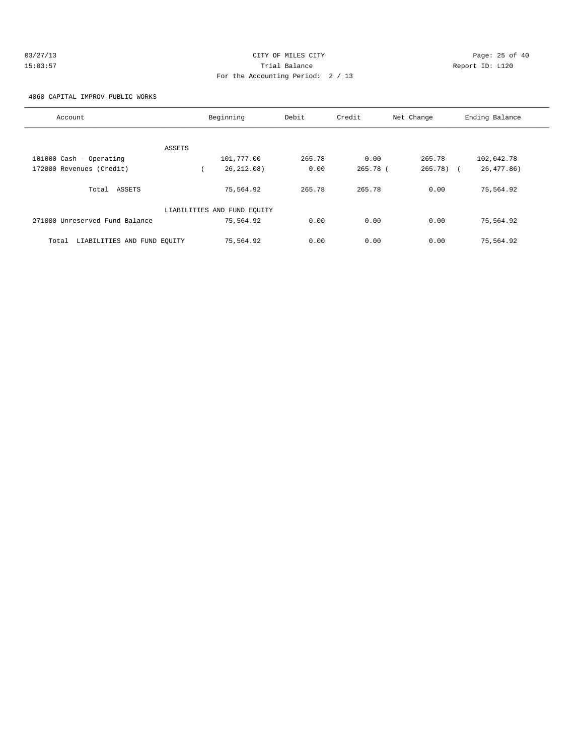CITY OF MILES CITY

Trial Balance

For the Accounting Period: 2 / 13

03/27/13
15:03:57

Report ID: L120

4060 CAPITAL IMPROV-PUBLIC WORKS

| Account | Beginning | Debit | Credit | Net Change | Ending Balance |
|---|---|---|---|---|---|
| ASSETS | | | | | |
| 101000 Cash - Operating | 101,777.00 | 265.78 | 0.00 | 265.78 | 102,042.78 |
| 172000 Revenues (Credit) | ( 26,212.08) | 0.00 | 265.78 | ( 265.78) | ( 26,477.86) |
| Total ASSETS | 75,564.92 | 265.78 | 265.78 | 0.00 | 75,564.92 |
| LIABILITIES AND FUND EQUITY | | | | | |
| 271000 Unreserved Fund Balance | 75,564.92 | 0.00 | 0.00 | 0.00 | 75,564.92 |
| Total LIABILITIES AND FUND EQUITY | 75,564.92 | 0.00 | 0.00 | 0.00 | 75,564.92 |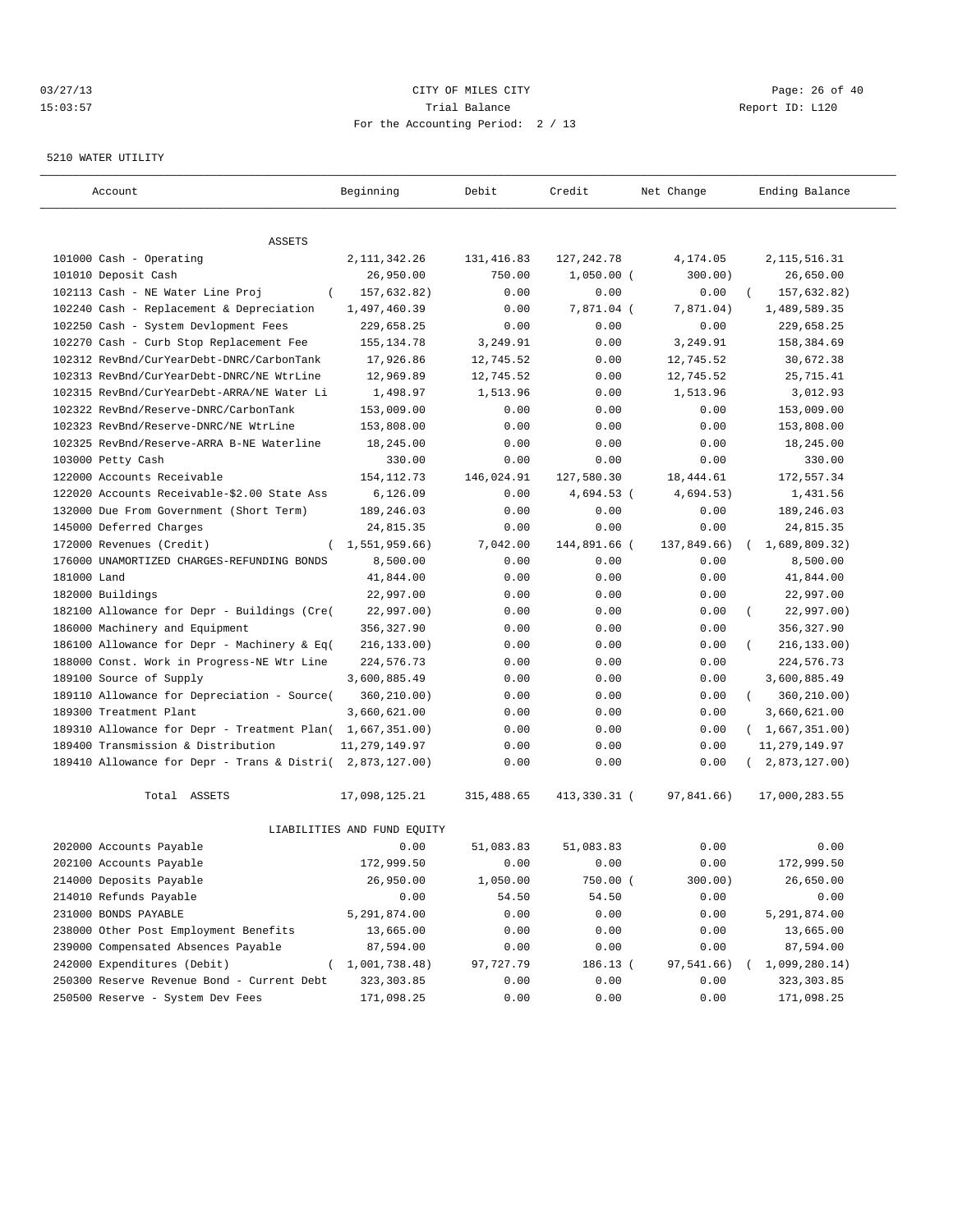03/27/13 CITY OF MILES CITY
15:03:57 Trial Balance Report ID: L120
For the Accounting Period: 2 / 13

5210 WATER UTILITY

| Account | Beginning | Debit | Credit | Net Change | Ending Balance |
|---|---|---|---|---|---|
| ASSETS | | | | | |
| 101000 Cash - Operating | 2,111,342.26 | 131,416.83 | 127,242.78 | 4,174.05 | 2,115,516.31 |
| 101010 Deposit Cash | 26,950.00 | 750.00 | 1,050.00 ( | 300.00) | 26,650.00 |
| 102113 Cash - NE Water Line Proj | ( 157,632.82) | 0.00 | 0.00 | 0.00 | ( 157,632.82) |
| 102240 Cash - Replacement & Depreciation | 1,497,460.39 | 0.00 | 7,871.04 ( | 7,871.04) | 1,489,589.35 |
| 102250 Cash - System Devlopment Fees | 229,658.25 | 0.00 | 0.00 | 0.00 | 229,658.25 |
| 102270 Cash - Curb Stop Replacement Fee | 155,134.78 | 3,249.91 | 0.00 | 3,249.91 | 158,384.69 |
| 102312 RevBnd/CurYearDebt-DNRC/CarbonTank | 17,926.86 | 12,745.52 | 0.00 | 12,745.52 | 30,672.38 |
| 102313 RevBnd/CurYearDebt-DNRC/NE WtrLine | 12,969.89 | 12,745.52 | 0.00 | 12,745.52 | 25,715.41 |
| 102315 RevBnd/CurYearDebt-ARRA/NE Water Li | 1,498.97 | 1,513.96 | 0.00 | 1,513.96 | 3,012.93 |
| 102322 RevBnd/Reserve-DNRC/CarbonTank | 153,009.00 | 0.00 | 0.00 | 0.00 | 153,009.00 |
| 102323 RevBnd/Reserve-DNRC/NE WtrLine | 153,808.00 | 0.00 | 0.00 | 0.00 | 153,808.00 |
| 102325 RevBnd/Reserve-ARRA B-NE Waterline | 18,245.00 | 0.00 | 0.00 | 0.00 | 18,245.00 |
| 103000 Petty Cash | 330.00 | 0.00 | 0.00 | 0.00 | 330.00 |
| 122000 Accounts Receivable | 154,112.73 | 146,024.91 | 127,580.30 | 18,444.61 | 172,557.34 |
| 122020 Accounts Receivable-$2.00 State Ass | 6,126.09 | 0.00 | 4,694.53 ( | 4,694.53) | 1,431.56 |
| 132000 Due From Government (Short Term) | 189,246.03 | 0.00 | 0.00 | 0.00 | 189,246.03 |
| 145000 Deferred Charges | 24,815.35 | 0.00 | 0.00 | 0.00 | 24,815.35 |
| 172000 Revenues (Credit) | ( 1,551,959.66) | 7,042.00 | 144,891.66 ( | 137,849.66) | ( 1,689,809.32) |
| 176000 UNAMORTIZED CHARGES-REFUNDING BONDS | 8,500.00 | 0.00 | 0.00 | 0.00 | 8,500.00 |
| 181000 Land | 41,844.00 | 0.00 | 0.00 | 0.00 | 41,844.00 |
| 182000 Buildings | 22,997.00 | 0.00 | 0.00 | 0.00 | 22,997.00 |
| 182100 Allowance for Depr - Buildings (Cre( | 22,997.00) | 0.00 | 0.00 | 0.00 | ( 22,997.00) |
| 186000 Machinery and Equipment | 356,327.90 | 0.00 | 0.00 | 0.00 | 356,327.90 |
| 186100 Allowance for Depr - Machinery & Eq( | 216,133.00) | 0.00 | 0.00 | 0.00 | ( 216,133.00) |
| 188000 Const. Work in Progress-NE Wtr Line | 224,576.73 | 0.00 | 0.00 | 0.00 | 224,576.73 |
| 189100 Source of Supply | 3,600,885.49 | 0.00 | 0.00 | 0.00 | 3,600,885.49 |
| 189110 Allowance for Depreciation - Source( | 360,210.00) | 0.00 | 0.00 | 0.00 | ( 360,210.00) |
| 189300 Treatment Plant | 3,660,621.00 | 0.00 | 0.00 | 0.00 | 3,660,621.00 |
| 189310 Allowance for Depr - Treatment Plan( | 1,667,351.00) | 0.00 | 0.00 | 0.00 | ( 1,667,351.00) |
| 189400 Transmission & Distribution | 11,279,149.97 | 0.00 | 0.00 | 0.00 | 11,279,149.97 |
| 189410 Allowance for Depr - Trans & Distri( | 2,873,127.00) | 0.00 | 0.00 | 0.00 | ( 2,873,127.00) |
| Total ASSETS | 17,098,125.21 | 315,488.65 | 413,330.31 ( | 97,841.66) | 17,000,283.55 |
| LIABILITIES AND FUND EQUITY | | | | | |
| 202000 Accounts Payable | 0.00 | 51,083.83 | 51,083.83 | 0.00 | 0.00 |
| 202100 Accounts Payable | 172,999.50 | 0.00 | 0.00 | 0.00 | 172,999.50 |
| 214000 Deposits Payable | 26,950.00 | 1,050.00 | 750.00 ( | 300.00) | 26,650.00 |
| 214010 Refunds Payable | 0.00 | 54.50 | 54.50 | 0.00 | 0.00 |
| 231000 BONDS PAYABLE | 5,291,874.00 | 0.00 | 0.00 | 0.00 | 5,291,874.00 |
| 238000 Other Post Employment Benefits | 13,665.00 | 0.00 | 0.00 | 0.00 | 13,665.00 |
| 239000 Compensated Absences Payable | 87,594.00 | 0.00 | 0.00 | 0.00 | 87,594.00 |
| 242000 Expenditures (Debit) | ( 1,001,738.48) | 97,727.79 | 186.13 ( | 97,541.66) | ( 1,099,280.14) |
| 250300 Reserve Revenue Bond - Current Debt | 323,303.85 | 0.00 | 0.00 | 0.00 | 323,303.85 |
| 250500 Reserve - System Dev Fees | 171,098.25 | 0.00 | 0.00 | 0.00 | 171,098.25 |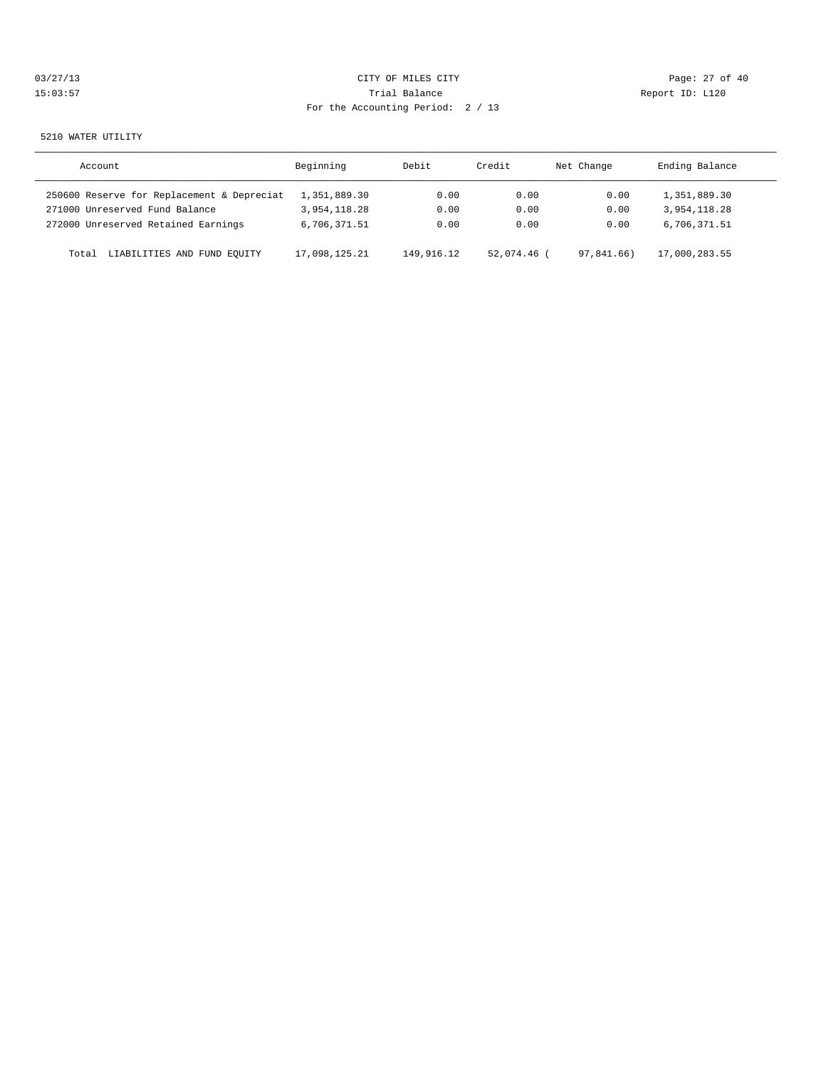5210 WATER UTILITY

| Account | Beginning | Debit | Credit | Net Change | Ending Balance |
|---|---|---|---|---|---|
| 250600 Reserve for Replacement & Depreciat | 1,351,889.30 | 0.00 | 0.00 | 0.00 | 1,351,889.30 |
| 271000 Unreserved Fund Balance | 3,954,118.28 | 0.00 | 0.00 | 0.00 | 3,954,118.28 |
| 272000 Unreserved Retained Earnings | 6,706,371.51 | 0.00 | 0.00 | 0.00 | 6,706,371.51 |
| Total LIABILITIES AND FUND EQUITY | 17,098,125.21 | 149,916.12 | 52,074.46 | ( 97,841.66) | 17,000,283.55 |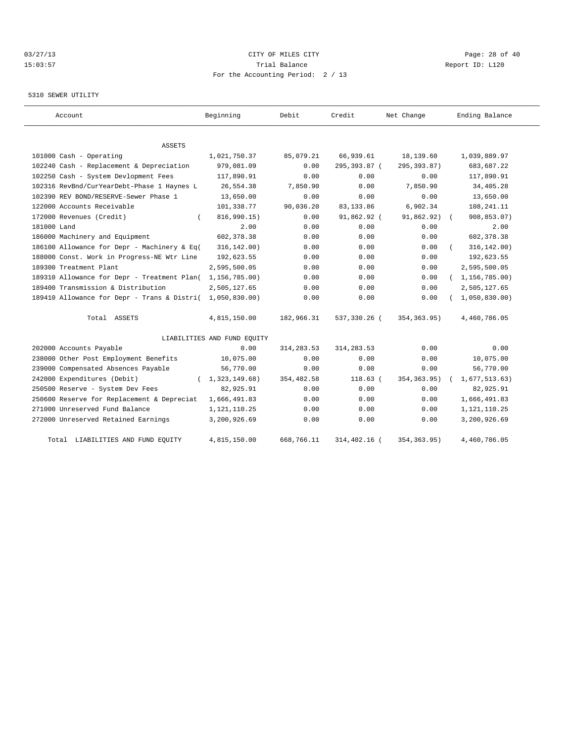CITY OF MILES CITY

Trial Balance

For the Accounting Period: 2 / 13

03/27/13 15:03:57 — Report ID: L120

5310 SEWER UTILITY

| Account | Beginning | Debit | Credit | Net Change | Ending Balance |
|---|---|---|---|---|---|
| **ASSETS** | | | | | |
| 101000 Cash - Operating | 1,021,750.37 | 85,079.21 | 66,939.61 | 18,139.60 | 1,039,889.97 |
| 102240 Cash - Replacement & Depreciation | 979,081.09 | 0.00 | 295,393.87 | (295,393.87) | 683,687.22 |
| 102250 Cash - System Devlopment Fees | 117,890.91 | 0.00 | 0.00 | 0.00 | 117,890.91 |
| 102316 RevBnd/CurYearDebt-Phase 1 Haynes L | 26,554.38 | 7,850.90 | 0.00 | 7,850.90 | 34,405.28 |
| 102390 REV BOND/RESERVE-Sewer Phase 1 | 13,650.00 | 0.00 | 0.00 | 0.00 | 13,650.00 |
| 122000 Accounts Receivable | 101,338.77 | 90,036.20 | 83,133.86 | 6,902.34 | 108,241.11 |
| 172000 Revenues (Credit) | (816,990.15) | 0.00 | 91,862.92 | (91,862.92) | (908,853.07) |
| 181000 Land | 2.00 | 0.00 | 0.00 | 0.00 | 2.00 |
| 186000 Machinery and Equipment | 602,378.38 | 0.00 | 0.00 | 0.00 | 602,378.38 |
| 186100 Allowance for Depr - Machinery & Eq | (316,142.00) | 0.00 | 0.00 | 0.00 | (316,142.00) |
| 188000 Const. Work in Progress-NE Wtr Line | 192,623.55 | 0.00 | 0.00 | 0.00 | 192,623.55 |
| 189300 Treatment Plant | 2,595,500.05 | 0.00 | 0.00 | 0.00 | 2,595,500.05 |
| 189310 Allowance for Depr - Treatment Plan | (1,156,785.00) | 0.00 | 0.00 | 0.00 | (1,156,785.00) |
| 189400 Transmission & Distribution | 2,505,127.65 | 0.00 | 0.00 | 0.00 | 2,505,127.65 |
| 189410 Allowance for Depr - Trans & Distri | (1,050,830.00) | 0.00 | 0.00 | 0.00 | (1,050,830.00) |
| Total ASSETS | 4,815,150.00 | 182,966.31 | 537,330.26 | (354,363.95) | 4,460,786.05 |
| **LIABILITIES AND FUND EQUITY** | | | | | |
| 202000 Accounts Payable | 0.00 | 314,283.53 | 314,283.53 | 0.00 | 0.00 |
| 238000 Other Post Employment Benefits | 10,075.00 | 0.00 | 0.00 | 0.00 | 10,075.00 |
| 239000 Compensated Absences Payable | 56,770.00 | 0.00 | 0.00 | 0.00 | 56,770.00 |
| 242000 Expenditures (Debit) | (1,323,149.68) | 354,482.58 | 118.63 | (354,363.95) | (1,677,513.63) |
| 250500 Reserve - System Dev Fees | 82,925.91 | 0.00 | 0.00 | 0.00 | 82,925.91 |
| 250600 Reserve for Replacement & Depreciat | 1,666,491.83 | 0.00 | 0.00 | 0.00 | 1,666,491.83 |
| 271000 Unreserved Fund Balance | 1,121,110.25 | 0.00 | 0.00 | 0.00 | 1,121,110.25 |
| 272000 Unreserved Retained Earnings | 3,200,926.69 | 0.00 | 0.00 | 0.00 | 3,200,926.69 |
| Total LIABILITIES AND FUND EQUITY | 4,815,150.00 | 668,766.11 | 314,402.16 | (354,363.95) | 4,460,786.05 |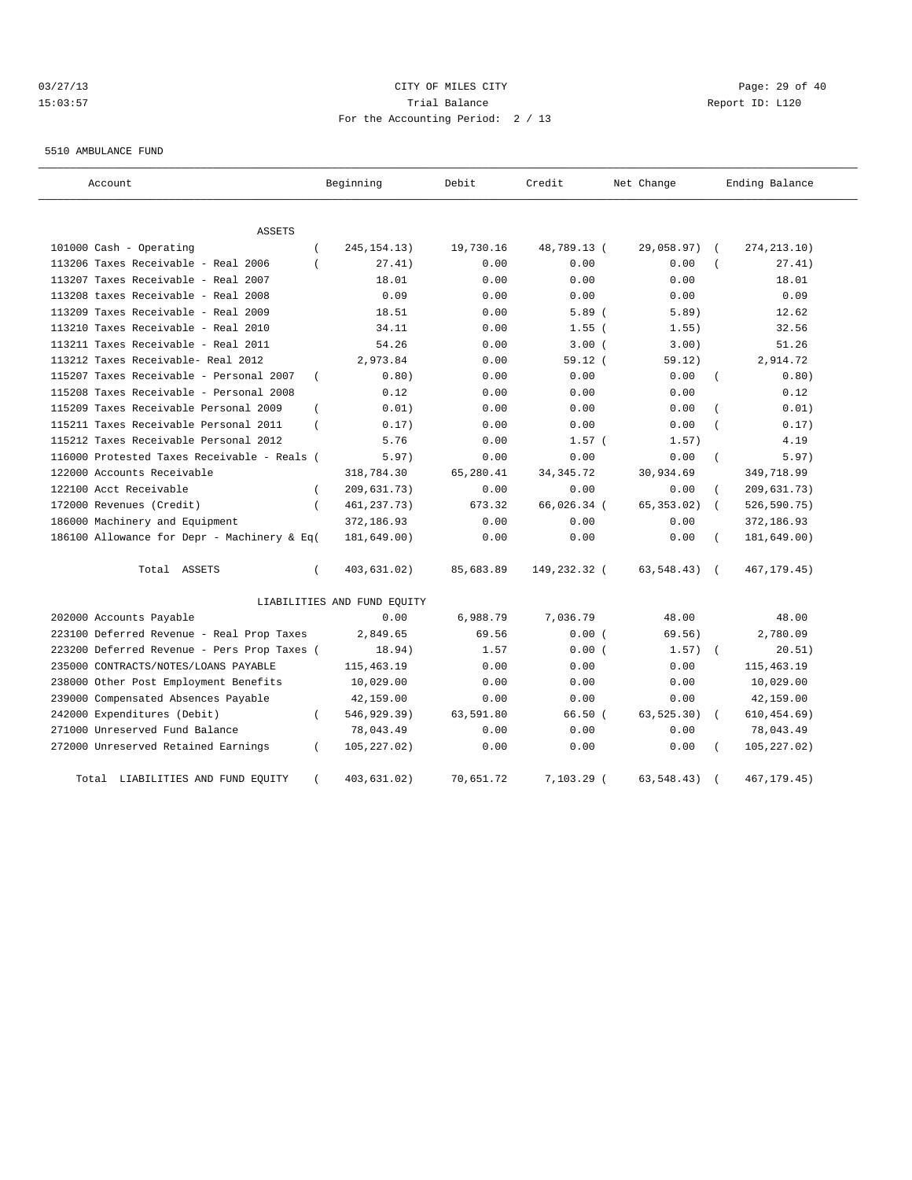CITY OF MILES CITY
Trial Balance
For the Accounting Period: 2 / 13

03/27/13
15:03:57

Report ID: L120

5510 AMBULANCE FUND

| Account | Beginning | Debit | Credit | Net Change | Ending Balance |
|---|---|---|---|---|---|
| ASSETS | | | | | |
| 101000 Cash - Operating | ( 245,154.13) | 19,730.16 | 48,789.13 | ( 29,058.97) | ( 274,213.10) |
| 113206 Taxes Receivable - Real 2006 | ( 27.41) | 0.00 | 0.00 | 0.00 | ( 27.41) |
| 113207 Taxes Receivable - Real 2007 | 18.01 | 0.00 | 0.00 | 0.00 | 18.01 |
| 113208 taxes Receivable - Real 2008 | 0.09 | 0.00 | 0.00 | 0.00 | 0.09 |
| 113209 Taxes Receivable - Real 2009 | 18.51 | 0.00 | 5.89 | ( 5.89) | 12.62 |
| 113210 Taxes Receivable - Real 2010 | 34.11 | 0.00 | 1.55 | ( 1.55) | 32.56 |
| 113211 Taxes Receivable - Real 2011 | 54.26 | 0.00 | 3.00 | ( 3.00) | 51.26 |
| 113212 Taxes Receivable- Real 2012 | 2,973.84 | 0.00 | 59.12 | ( 59.12) | 2,914.72 |
| 115207 Taxes Receivable - Personal 2007 | ( 0.80) | 0.00 | 0.00 | 0.00 | ( 0.80) |
| 115208 Taxes Receivable - Personal 2008 | 0.12 | 0.00 | 0.00 | 0.00 | 0.12 |
| 115209 Taxes Receivable Personal 2009 | ( 0.01) | 0.00 | 0.00 | 0.00 | ( 0.01) |
| 115211 Taxes Receivable Personal 2011 | ( 0.17) | 0.00 | 0.00 | 0.00 | ( 0.17) |
| 115212 Taxes Receivable Personal 2012 | 5.76 | 0.00 | 1.57 | ( 1.57) | 4.19 |
| 116000 Protested Taxes Receivable - Reals | ( 5.97) | 0.00 | 0.00 | 0.00 | ( 5.97) |
| 122000 Accounts Receivable | 318,784.30 | 65,280.41 | 34,345.72 | 30,934.69 | 349,718.99 |
| 122100 Acct Receivable | ( 209,631.73) | 0.00 | 0.00 | 0.00 | ( 209,631.73) |
| 172000 Revenues (Credit) | ( 461,237.73) | 673.32 | 66,026.34 | ( 65,353.02) | ( 526,590.75) |
| 186000 Machinery and Equipment | 372,186.93 | 0.00 | 0.00 | 0.00 | 372,186.93 |
| 186100 Allowance for Depr - Machinery & Eq | ( 181,649.00) | 0.00 | 0.00 | 0.00 | ( 181,649.00) |
| Total ASSETS | ( 403,631.02) | 85,683.89 | 149,232.32 | ( 63,548.43) | ( 467,179.45) |
| LIABILITIES AND FUND EQUITY | | | | | |
| 202000 Accounts Payable | 0.00 | 6,988.79 | 7,036.79 | 48.00 | 48.00 |
| 223100 Deferred Revenue - Real Prop Taxes | 2,849.65 | 69.56 | 0.00 | ( 69.56) | 2,780.09 |
| 223200 Deferred Revenue - Pers Prop Taxes | ( 18.94) | 1.57 | 0.00 | ( 1.57) | ( 20.51) |
| 235000 CONTRACTS/NOTES/LOANS PAYABLE | 115,463.19 | 0.00 | 0.00 | 0.00 | 115,463.19 |
| 238000 Other Post Employment Benefits | 10,029.00 | 0.00 | 0.00 | 0.00 | 10,029.00 |
| 239000 Compensated Absences Payable | 42,159.00 | 0.00 | 0.00 | 0.00 | 42,159.00 |
| 242000 Expenditures (Debit) | ( 546,929.39) | 63,591.80 | 66.50 | ( 63,525.30) | ( 610,454.69) |
| 271000 Unreserved Fund Balance | 78,043.49 | 0.00 | 0.00 | 0.00 | 78,043.49 |
| 272000 Unreserved Retained Earnings | ( 105,227.02) | 0.00 | 0.00 | 0.00 | ( 105,227.02) |
| Total LIABILITIES AND FUND EQUITY | ( 403,631.02) | 70,651.72 | 7,103.29 | ( 63,548.43) | ( 467,179.45) |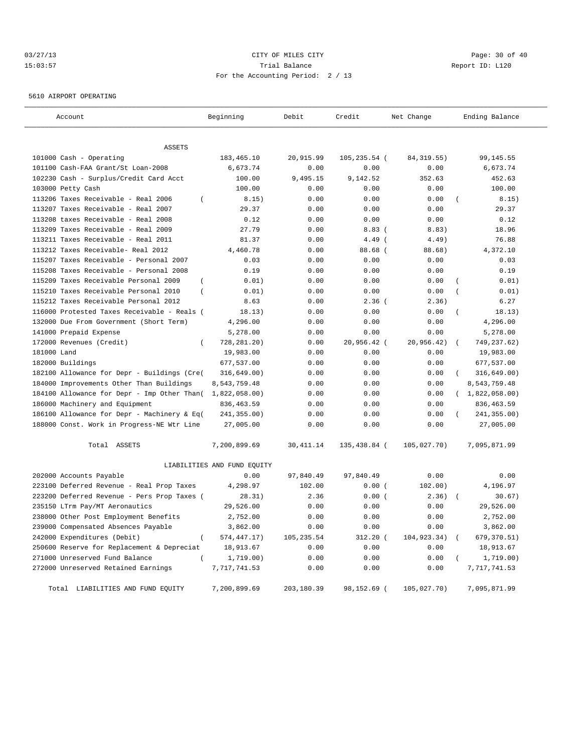CITY OF MILES CITY
Trial Balance
For the Accounting Period: 2 / 13

03/27/13
15:03:57

Report ID: L120

5610 AIRPORT OPERATING

| Account | Beginning | Debit | Credit | Net Change | Ending Balance |
|---|---|---|---|---|---|
| ASSETS | | | | | |
| 101000 Cash - Operating | 183,465.10 | 20,915.99 | 105,235.54 | ( 84,319.55) | 99,145.55 |
| 101100 Cash-FAA Grant/St Loan-2008 | 6,673.74 | 0.00 | 0.00 | 0.00 | 6,673.74 |
| 102230 Cash - Surplus/Credit Card Acct | 100.00 | 9,495.15 | 9,142.52 | 352.63 | 452.63 |
| 103000 Petty Cash | 100.00 | 0.00 | 0.00 | 0.00 | 100.00 |
| 113206 Taxes Receivable - Real 2006 | ( 8.15) | 0.00 | 0.00 | 0.00 | ( 8.15) |
| 113207 Taxes Receivable - Real 2007 | 29.37 | 0.00 | 0.00 | 0.00 | 29.37 |
| 113208 taxes Receivable - Real 2008 | 0.12 | 0.00 | 0.00 | 0.00 | 0.12 |
| 113209 Taxes Receivable - Real 2009 | 27.79 | 0.00 | 8.83 | ( 8.83) | 18.96 |
| 113211 Taxes Receivable - Real 2011 | 81.37 | 0.00 | 4.49 | ( 4.49) | 76.88 |
| 113212 Taxes Receivable- Real 2012 | 4,460.78 | 0.00 | 88.68 | ( 88.68) | 4,372.10 |
| 115207 Taxes Receivable - Personal 2007 | 0.03 | 0.00 | 0.00 | 0.00 | 0.03 |
| 115208 Taxes Receivable - Personal 2008 | 0.19 | 0.00 | 0.00 | 0.00 | 0.19 |
| 115209 Taxes Receivable Personal 2009 | ( 0.01) | 0.00 | 0.00 | 0.00 | ( 0.01) |
| 115210 Taxes Receivable Personal 2010 | ( 0.01) | 0.00 | 0.00 | 0.00 | ( 0.01) |
| 115212 Taxes Receivable Personal 2012 | 8.63 | 0.00 | 2.36 | ( 2.36) | 6.27 |
| 116000 Protested Taxes Receivable - Reals | ( 18.13) | 0.00 | 0.00 | 0.00 | ( 18.13) |
| 132000 Due From Government (Short Term) | 4,296.00 | 0.00 | 0.00 | 0.00 | 4,296.00 |
| 141000 Prepaid Expense | 5,278.00 | 0.00 | 0.00 | 0.00 | 5,278.00 |
| 172000 Revenues (Credit) | ( 728,281.20) | 0.00 | 20,956.42 | ( 20,956.42) | ( 749,237.62) |
| 181000 Land | 19,983.00 | 0.00 | 0.00 | 0.00 | 19,983.00 |
| 182000 Buildings | 677,537.00 | 0.00 | 0.00 | 0.00 | 677,537.00 |
| 182100 Allowance for Depr - Buildings (Cre | ( 316,649.00) | 0.00 | 0.00 | 0.00 | ( 316,649.00) |
| 184000 Improvements Other Than Buildings | 8,543,759.48 | 0.00 | 0.00 | 0.00 | 8,543,759.48 |
| 184100 Allowance for Depr - Imp Other Than | ( 1,822,058.00) | 0.00 | 0.00 | 0.00 | ( 1,822,058.00) |
| 186000 Machinery and Equipment | 836,463.59 | 0.00 | 0.00 | 0.00 | 836,463.59 |
| 186100 Allowance for Depr - Machinery & Eq | ( 241,355.00) | 0.00 | 0.00 | 0.00 | ( 241,355.00) |
| 188000 Const. Work in Progress-NE Wtr Line | 27,005.00 | 0.00 | 0.00 | 0.00 | 27,005.00 |
| Total ASSETS | 7,200,899.69 | 30,411.14 | 135,438.84 | ( 105,027.70) | 7,095,871.99 |
| LIABILITIES AND FUND EQUITY | | | | | |
| 202000 Accounts Payable | 0.00 | 97,840.49 | 97,840.49 | 0.00 | 0.00 |
| 223100 Deferred Revenue - Real Prop Taxes | 4,298.97 | 102.00 | 0.00 | ( 102.00) | 4,196.97 |
| 223200 Deferred Revenue - Pers Prop Taxes | ( 28.31) | 2.36 | 0.00 | ( 2.36) | ( 30.67) |
| 235150 LTrm Pay/MT Aeronautics | 29,526.00 | 0.00 | 0.00 | 0.00 | 29,526.00 |
| 238000 Other Post Employment Benefits | 2,752.00 | 0.00 | 0.00 | 0.00 | 2,752.00 |
| 239000 Compensated Absences Payable | 3,862.00 | 0.00 | 0.00 | 0.00 | 3,862.00 |
| 242000 Expenditures (Debit) | ( 574,447.17) | 105,235.54 | 312.20 | ( 104,923.34) | ( 679,370.51) |
| 250600 Reserve for Replacement & Depreciat | 18,913.67 | 0.00 | 0.00 | 0.00 | 18,913.67 |
| 271000 Unreserved Fund Balance | ( 1,719.00) | 0.00 | 0.00 | 0.00 | ( 1,719.00) |
| 272000 Unreserved Retained Earnings | 7,717,741.53 | 0.00 | 0.00 | 0.00 | 7,717,741.53 |
| Total LIABILITIES AND FUND EQUITY | 7,200,899.69 | 203,180.39 | 98,152.69 | ( 105,027.70) | 7,095,871.99 |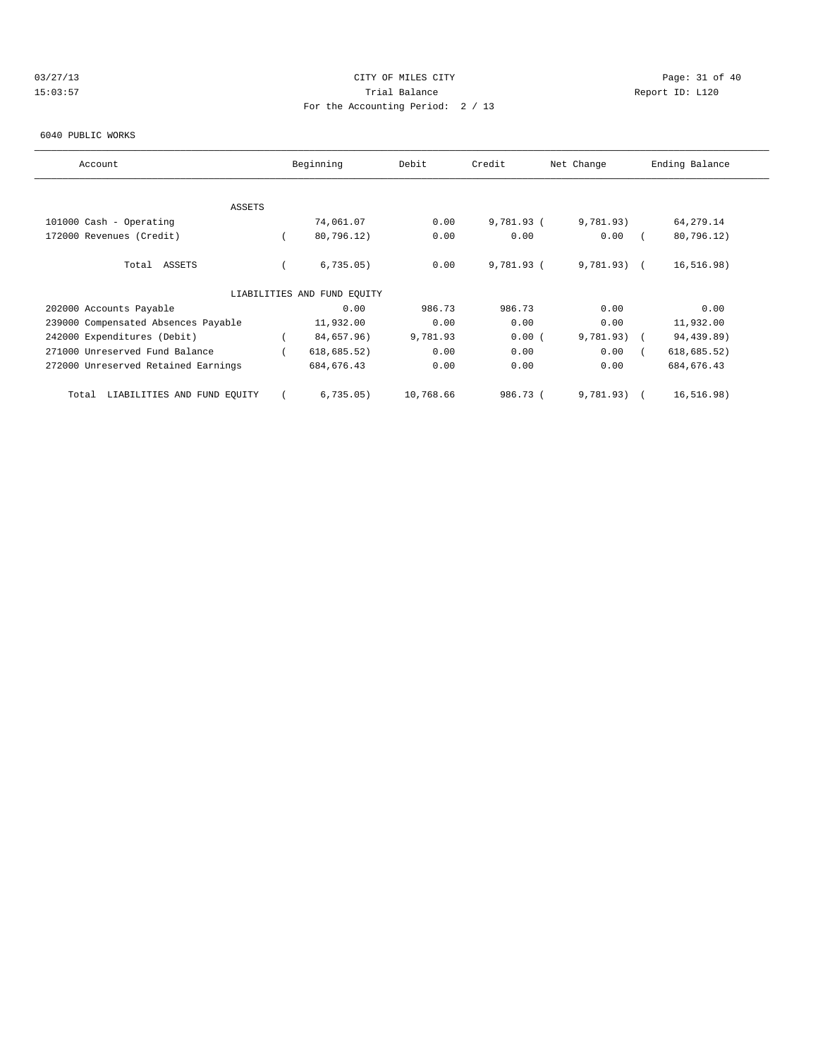CITY OF MILES CITY
Trial Balance
For the Accounting Period: 2 / 13

03/27/13
15:03:57

Report ID: L120

6040 PUBLIC WORKS

| Account | Beginning | Debit | Credit | Net Change | Ending Balance |
|---|---|---|---|---|---|
| ASSETS | | | | | |
| 101000 Cash - Operating | 74,061.07 | 0.00 | 9,781.93 | ( 9,781.93) | 64,279.14 |
| 172000 Revenues (Credit) | ( 80,796.12) | 0.00 | 0.00 | 0.00 | ( 80,796.12) |
| Total ASSETS | ( 6,735.05) | 0.00 | 9,781.93 | ( 9,781.93) | ( 16,516.98) |
| LIABILITIES AND FUND EQUITY | | | | | |
| 202000 Accounts Payable | 0.00 | 986.73 | 986.73 | 0.00 | 0.00 |
| 239000 Compensated Absences Payable | 11,932.00 | 0.00 | 0.00 | 0.00 | 11,932.00 |
| 242000 Expenditures (Debit) | ( 84,657.96) | 9,781.93 | 0.00 | ( 9,781.93) | ( 94,439.89) |
| 271000 Unreserved Fund Balance | ( 618,685.52) | 0.00 | 0.00 | 0.00 | ( 618,685.52) |
| 272000 Unreserved Retained Earnings | 684,676.43 | 0.00 | 0.00 | 0.00 | 684,676.43 |
| Total LIABILITIES AND FUND EQUITY | ( 6,735.05) | 10,768.66 | 986.73 | ( 9,781.93) | ( 16,516.98) |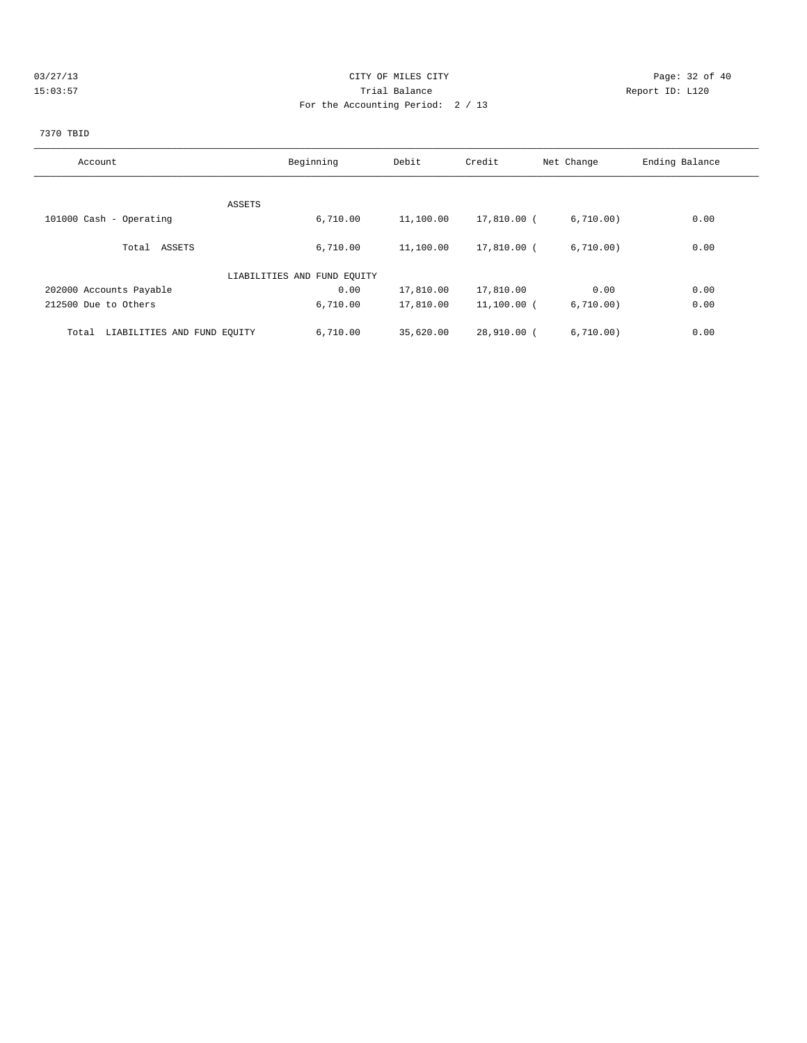CITY OF MILES CITY
Trial Balance
For the Accounting Period: 2 / 13

03/27/13 15:03:57 Report ID: L120

7370 TBID

| Account | Beginning | Debit | Credit | Net Change | Ending Balance |
|---|---|---|---|---|---|
| ASSETS | | | | | |
| 101000 Cash - Operating | 6,710.00 | 11,100.00 | 17,810.00 | ( 6,710.00) | 0.00 |
| Total ASSETS | 6,710.00 | 11,100.00 | 17,810.00 | ( 6,710.00) | 0.00 |
| LIABILITIES AND FUND EQUITY | | | | | |
| 202000 Accounts Payable | 0.00 | 17,810.00 | 17,810.00 | 0.00 | 0.00 |
| 212500 Due to Others | 6,710.00 | 17,810.00 | 11,100.00 | ( 6,710.00) | 0.00 |
| Total LIABILITIES AND FUND EQUITY | 6,710.00 | 35,620.00 | 28,910.00 | ( 6,710.00) | 0.00 |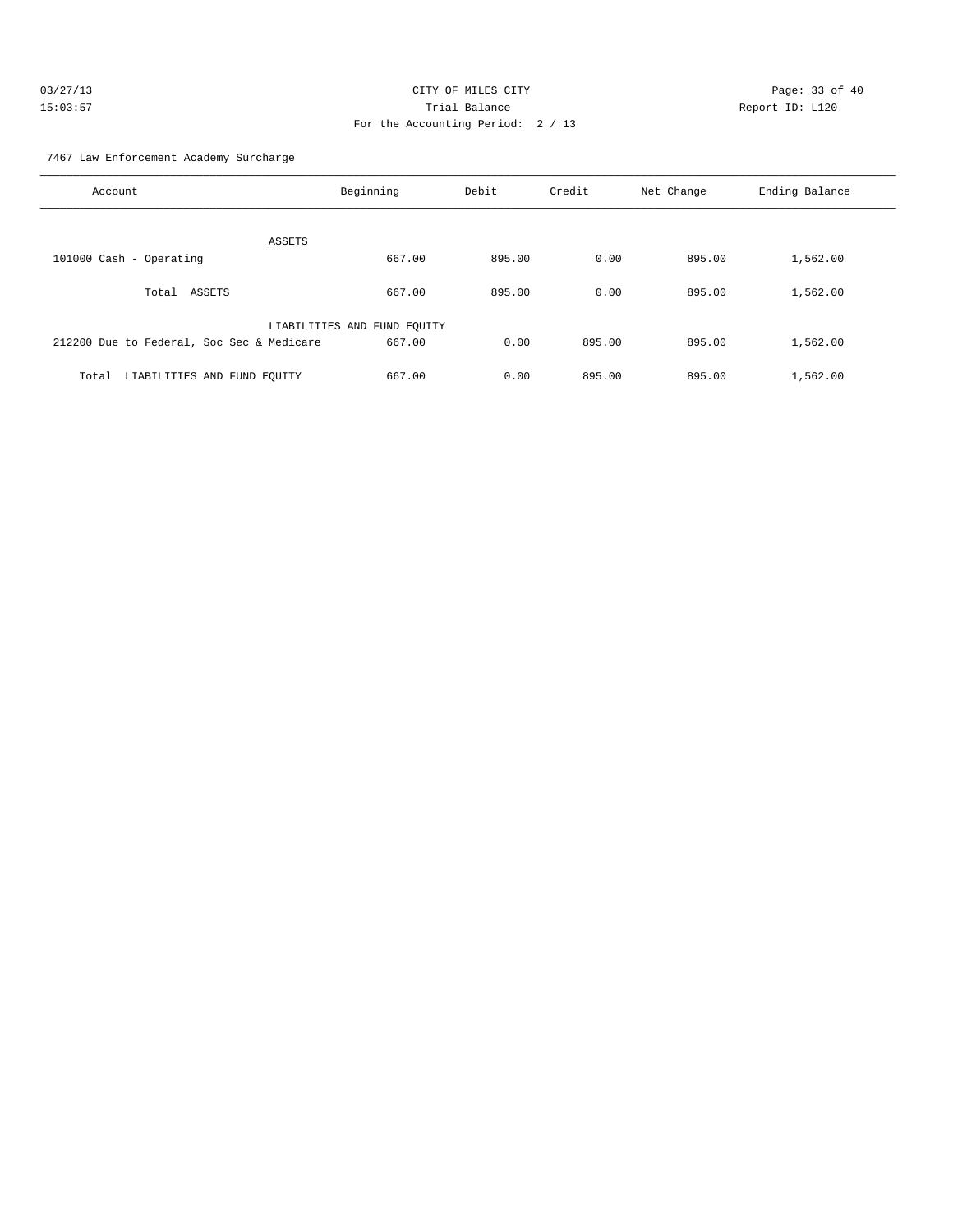CITY OF MILES CITY

Trial Balance

For the Accounting Period: 2 / 13

03/27/13 15:03:57 Report ID: L120

7467 Law Enforcement Academy Surcharge

| Account | Beginning | Debit | Credit | Net Change | Ending Balance |
|---|---|---|---|---|---|
| ASSETS | | | | | |
| 101000 Cash - Operating | 667.00 | 895.00 | 0.00 | 895.00 | 1,562.00 |
| Total ASSETS | 667.00 | 895.00 | 0.00 | 895.00 | 1,562.00 |
| LIABILITIES AND FUND EQUITY | | | | | |
| 212200 Due to Federal, Soc Sec & Medicare | 667.00 | 0.00 | 895.00 | 895.00 | 1,562.00 |
| Total LIABILITIES AND FUND EQUITY | 667.00 | 0.00 | 895.00 | 895.00 | 1,562.00 |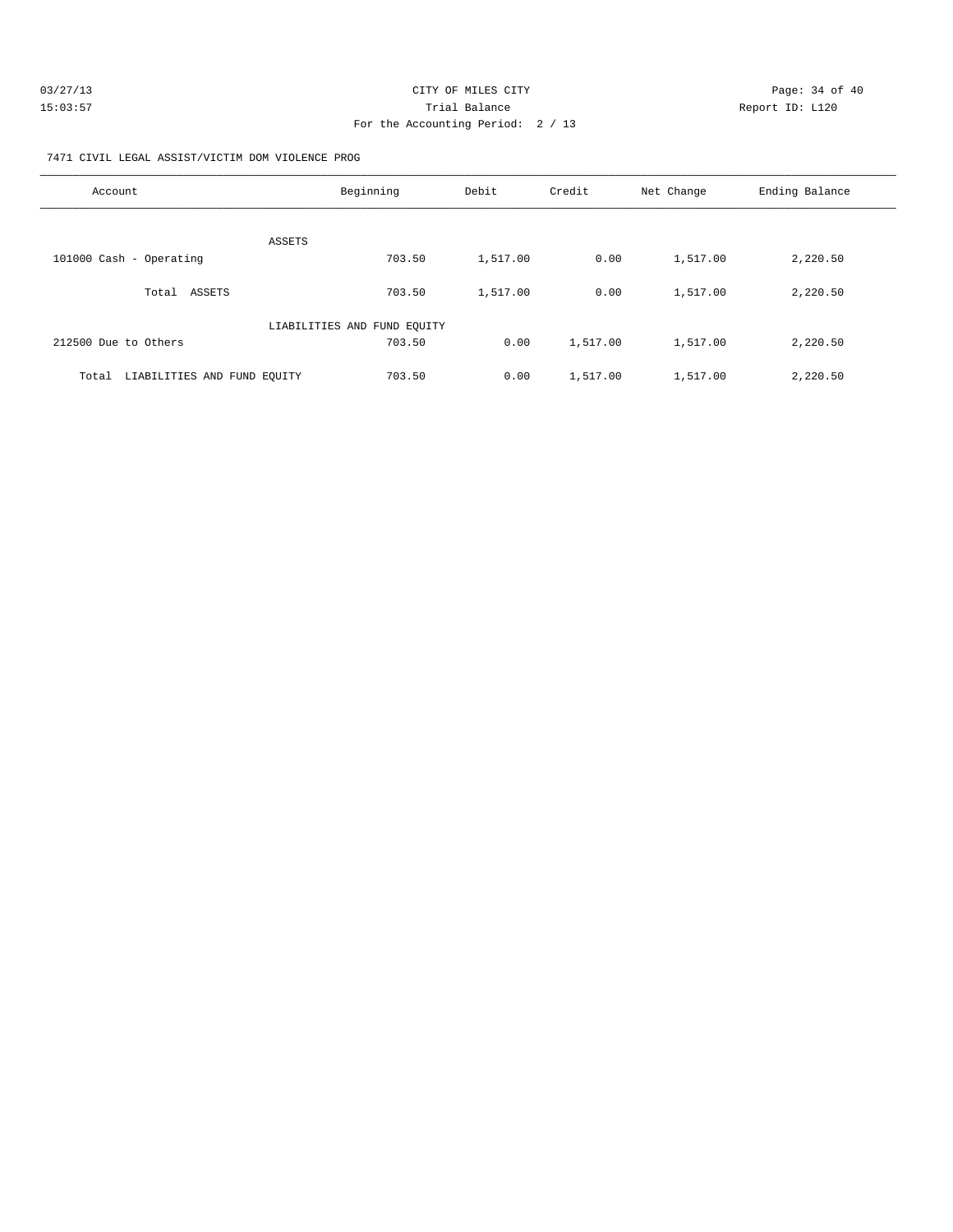03/27/13 CITY OF MILES CITY
15:03:57 Trial Balance Report ID: L120
For the Accounting Period: 2 / 13

7471 CIVIL LEGAL ASSIST/VICTIM DOM VIOLENCE PROG

| Account | Beginning | Debit | Credit | Net Change | Ending Balance |
|---|---|---|---|---|---|
| ASSETS | | | | | |
| 101000 Cash - Operating | 703.50 | 1,517.00 | 0.00 | 1,517.00 | 2,220.50 |
| Total ASSETS | 703.50 | 1,517.00 | 0.00 | 1,517.00 | 2,220.50 |
| LIABILITIES AND FUND EQUITY | | | | | |
| 212500 Due to Others | 703.50 | 0.00 | 1,517.00 | 1,517.00 | 2,220.50 |
| Total LIABILITIES AND FUND EQUITY | 703.50 | 0.00 | 1,517.00 | 1,517.00 | 2,220.50 |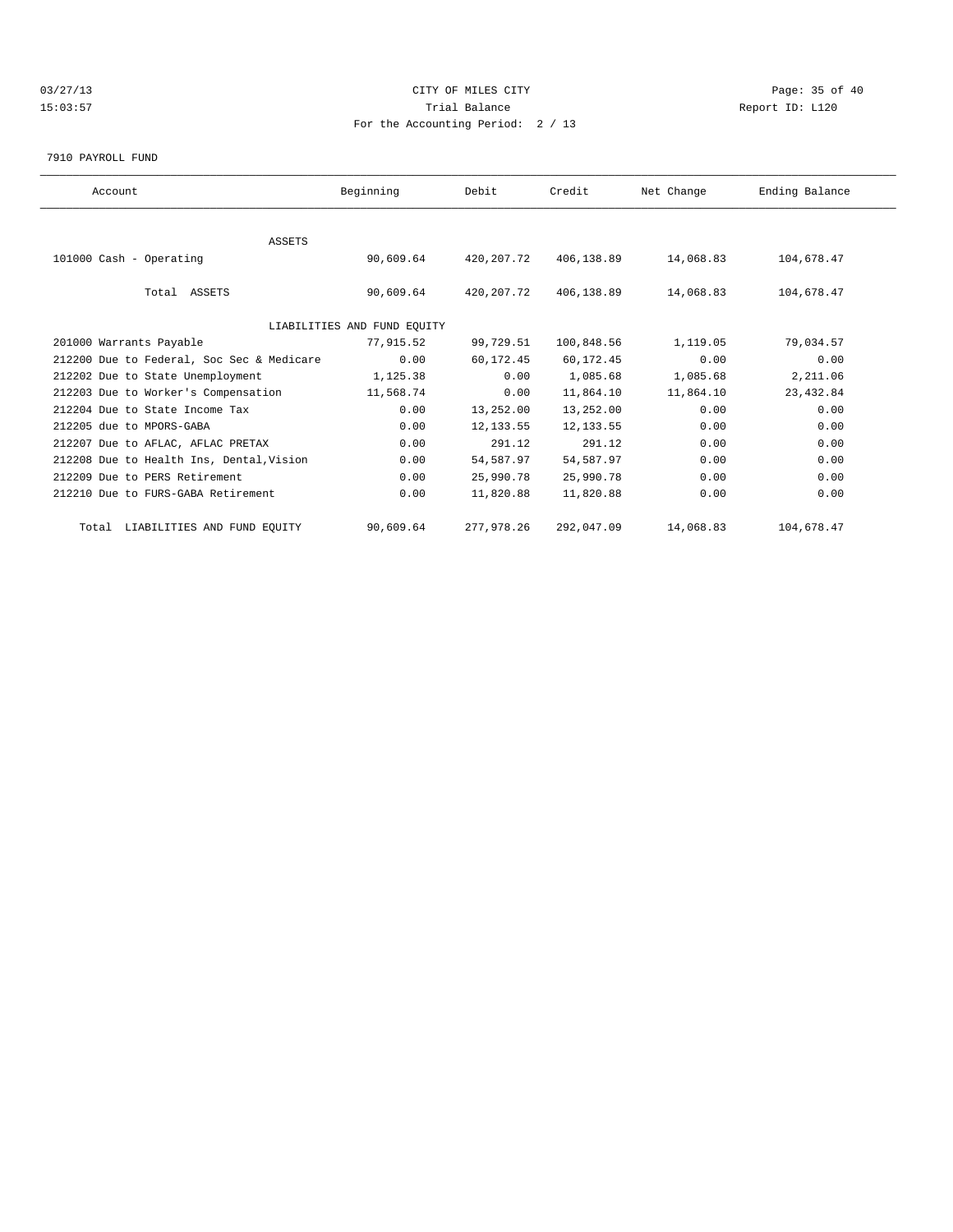# CITY OF MILES CITY

Trial Balance

For the Accounting Period: 2 / 13

03/27/13 15:03:57 — Report ID: L120

7910 PAYROLL FUND

| Account | Beginning | Debit | Credit | Net Change | Ending Balance |
|---|---|---|---|---|---|
| ASSETS | | | | | |
| 101000 Cash - Operating | 90,609.64 | 420,207.72 | 406,138.89 | 14,068.83 | 104,678.47 |
| Total ASSETS | 90,609.64 | 420,207.72 | 406,138.89 | 14,068.83 | 104,678.47 |
| LIABILITIES AND FUND EQUITY | | | | | |
| 201000 Warrants Payable | 77,915.52 | 99,729.51 | 100,848.56 | 1,119.05 | 79,034.57 |
| 212200 Due to Federal, Soc Sec & Medicare | 0.00 | 60,172.45 | 60,172.45 | 0.00 | 0.00 |
| 212202 Due to State Unemployment | 1,125.38 | 0.00 | 1,085.68 | 1,085.68 | 2,211.06 |
| 212203 Due to Worker's Compensation | 11,568.74 | 0.00 | 11,864.10 | 11,864.10 | 23,432.84 |
| 212204 Due to State Income Tax | 0.00 | 13,252.00 | 13,252.00 | 0.00 | 0.00 |
| 212205 due to MPORS-GABA | 0.00 | 12,133.55 | 12,133.55 | 0.00 | 0.00 |
| 212207 Due to AFLAC, AFLAC PRETAX | 0.00 | 291.12 | 291.12 | 0.00 | 0.00 |
| 212208 Due to Health Ins, Dental,Vision | 0.00 | 54,587.97 | 54,587.97 | 0.00 | 0.00 |
| 212209 Due to PERS Retirement | 0.00 | 25,990.78 | 25,990.78 | 0.00 | 0.00 |
| 212210 Due to FURS-GABA Retirement | 0.00 | 11,820.88 | 11,820.88 | 0.00 | 0.00 |
| Total LIABILITIES AND FUND EQUITY | 90,609.64 | 277,978.26 | 292,047.09 | 14,068.83 | 104,678.47 |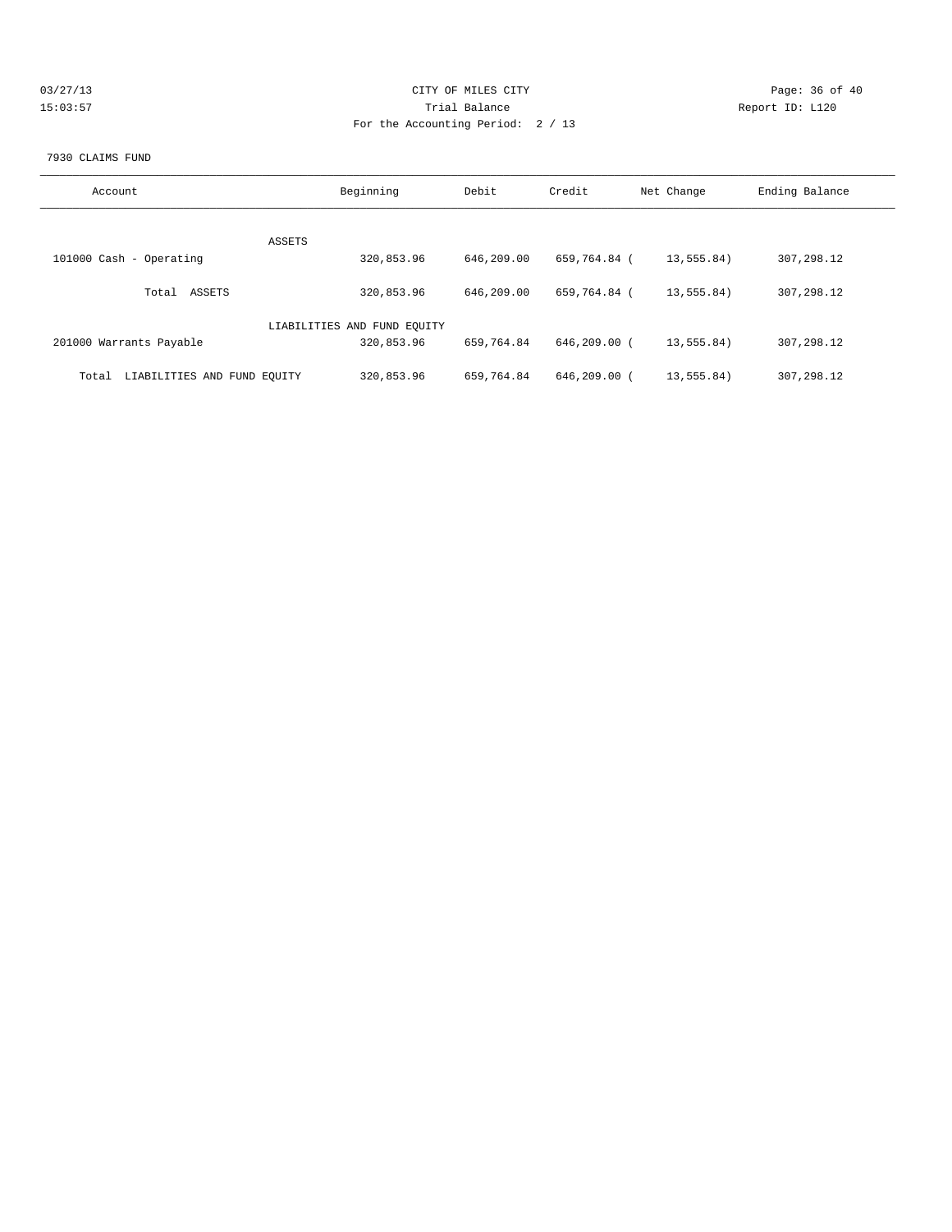CITY OF MILES CITY

Trial Balance

For the Accounting Period: 2 / 13

03/27/13
15:03:57

Report ID: L120

7930 CLAIMS FUND

| Account | Beginning | Debit | Credit | Net Change | Ending Balance |
|---|---|---|---|---|---|
| ASSETS | | | | | |
| 101000 Cash - Operating | 320,853.96 | 646,209.00 | 659,764.84 | ( 13,555.84) | 307,298.12 |
| Total ASSETS | 320,853.96 | 646,209.00 | 659,764.84 | ( 13,555.84) | 307,298.12 |
| LIABILITIES AND FUND EQUITY | | | | | |
| 201000 Warrants Payable | 320,853.96 | 659,764.84 | 646,209.00 | ( 13,555.84) | 307,298.12 |
| Total LIABILITIES AND FUND EQUITY | 320,853.96 | 659,764.84 | 646,209.00 | ( 13,555.84) | 307,298.12 |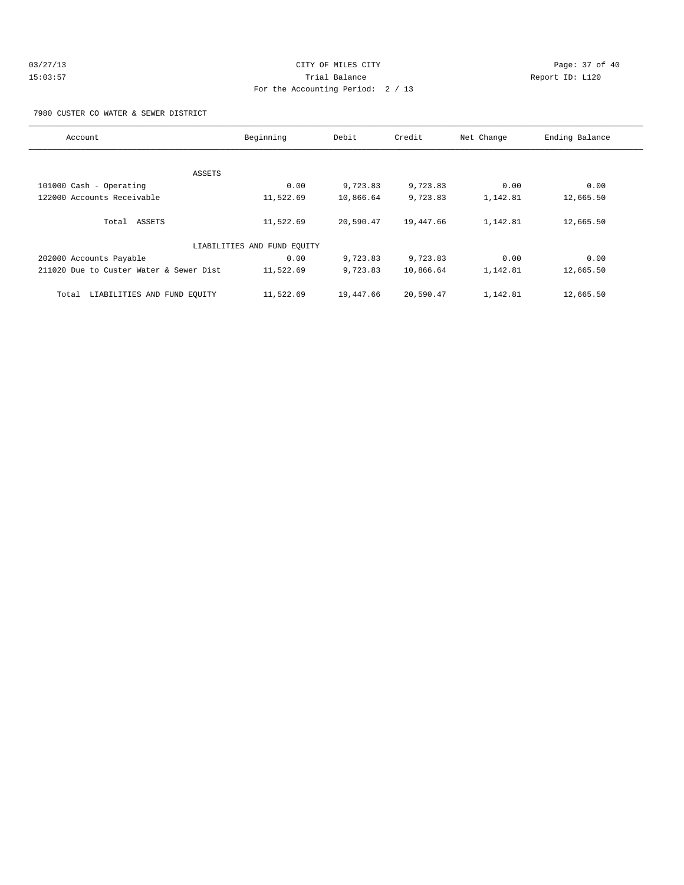CITY OF MILES CITY

Trial Balance

For the Accounting Period: 2 / 13

03/27/13 15:03:57 Report ID: L120

7980 CUSTER CO WATER & SEWER DISTRICT

| Account | Beginning | Debit | Credit | Net Change | Ending Balance |
|---|---|---|---|---|---|
| ASSETS | | | | | |
| 101000 Cash - Operating | 0.00 | 9,723.83 | 9,723.83 | 0.00 | 0.00 |
| 122000 Accounts Receivable | 11,522.69 | 10,866.64 | 9,723.83 | 1,142.81 | 12,665.50 |
| Total ASSETS | 11,522.69 | 20,590.47 | 19,447.66 | 1,142.81 | 12,665.50 |
| LIABILITIES AND FUND EQUITY | | | | | |
| 202000 Accounts Payable | 0.00 | 9,723.83 | 9,723.83 | 0.00 | 0.00 |
| 211020 Due to Custer Water & Sewer Dist | 11,522.69 | 9,723.83 | 10,866.64 | 1,142.81 | 12,665.50 |
| Total LIABILITIES AND FUND EQUITY | 11,522.69 | 19,447.66 | 20,590.47 | 1,142.81 | 12,665.50 |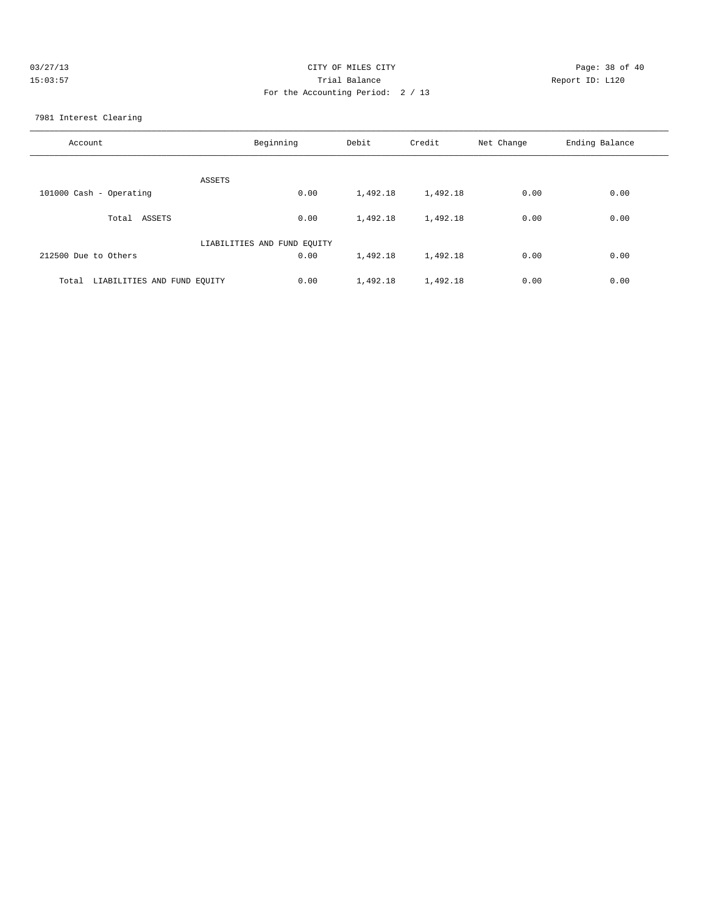CITY OF MILES CITY

Trial Balance

For the Accounting Period: 2 / 13

7981 Interest Clearing

| Account | Beginning | Debit | Credit | Net Change | Ending Balance |
|---|---|---|---|---|---|
| ASSETS | | | | | |
| 101000 Cash - Operating | 0.00 | 1,492.18 | 1,492.18 | 0.00 | 0.00 |
| Total ASSETS | 0.00 | 1,492.18 | 1,492.18 | 0.00 | 0.00 |
| LIABILITIES AND FUND EQUITY | | | | | |
| 212500 Due to Others | 0.00 | 1,492.18 | 1,492.18 | 0.00 | 0.00 |
| Total LIABILITIES AND FUND EQUITY | 0.00 | 1,492.18 | 1,492.18 | 0.00 | 0.00 |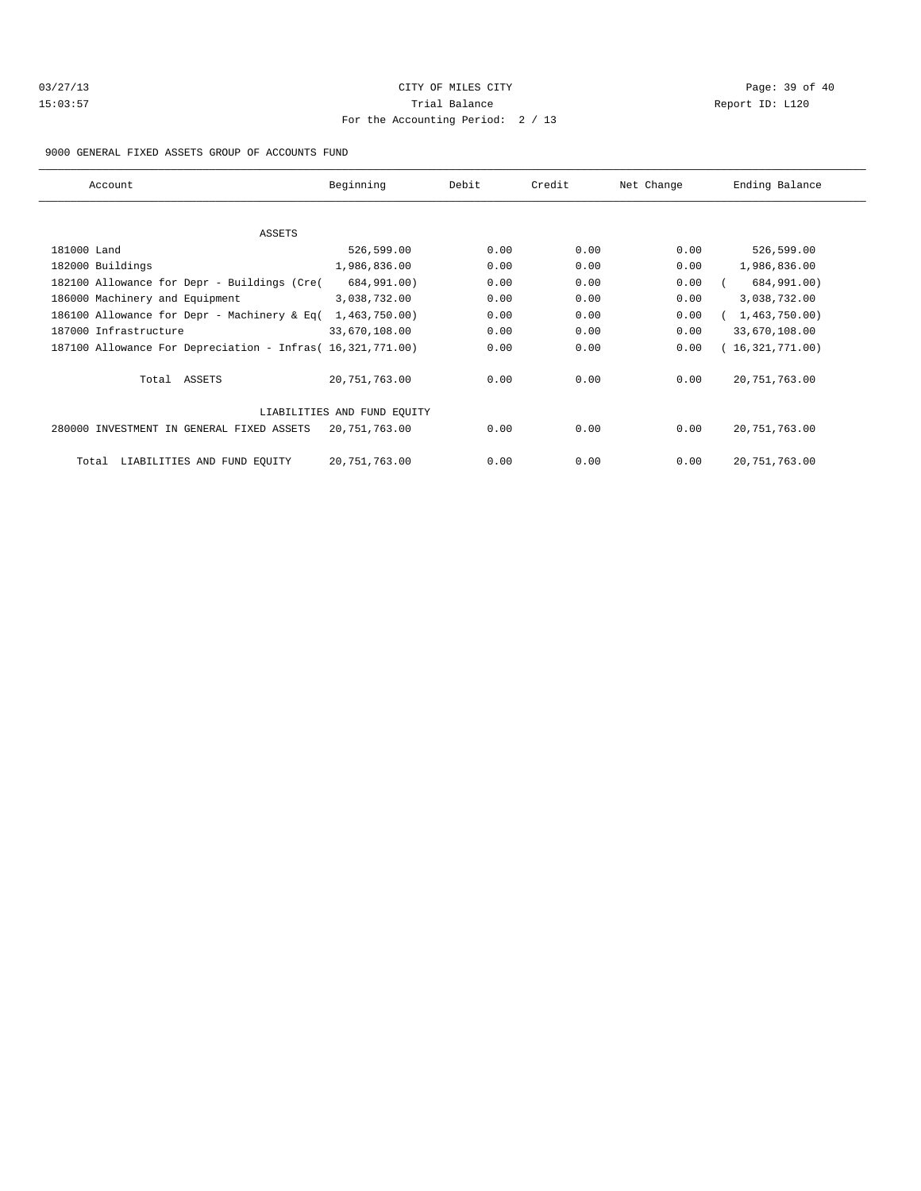CITY OF MILES CITY

Trial Balance

For the Accounting Period: 2 / 13

9000 GENERAL FIXED ASSETS GROUP OF ACCOUNTS FUND

| Account | Beginning | Debit | Credit | Net Change | Ending Balance |
|---|---|---|---|---|---|
| ASSETS | | | | | |
| 181000 Land | 526,599.00 | 0.00 | 0.00 | 0.00 | 526,599.00 |
| 182000 Buildings | 1,986,836.00 | 0.00 | 0.00 | 0.00 | 1,986,836.00 |
| 182100 Allowance for Depr - Buildings (Cre( | 684,991.00) | 0.00 | 0.00 | 0.00 | ( 684,991.00) |
| 186000 Machinery and Equipment | 3,038,732.00 | 0.00 | 0.00 | 0.00 | 3,038,732.00 |
| 186100 Allowance for Depr - Machinery & Eq( | 1,463,750.00) | 0.00 | 0.00 | 0.00 | ( 1,463,750.00) |
| 187000 Infrastructure | 33,670,108.00 | 0.00 | 0.00 | 0.00 | 33,670,108.00 |
| 187100 Allowance For Depreciation - Infras( | 16,321,771.00) | 0.00 | 0.00 | 0.00 | ( 16,321,771.00) |
| Total ASSETS | 20,751,763.00 | 0.00 | 0.00 | 0.00 | 20,751,763.00 |
| LIABILITIES AND FUND EQUITY | | | | | |
| 280000 INVESTMENT IN GENERAL FIXED ASSETS | 20,751,763.00 | 0.00 | 0.00 | 0.00 | 20,751,763.00 |
| Total LIABILITIES AND FUND EQUITY | 20,751,763.00 | 0.00 | 0.00 | 0.00 | 20,751,763.00 |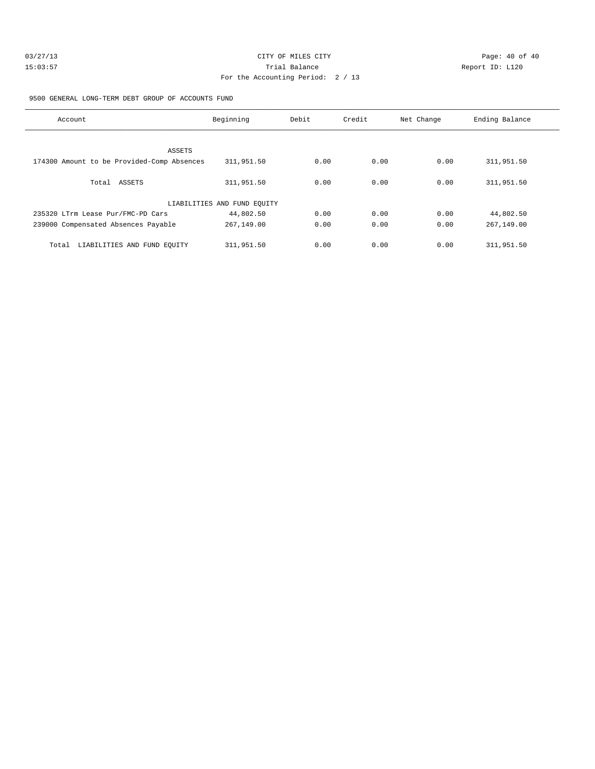CITY OF MILES CITY

Trial Balance

For the Accounting Period: 2 / 13

03/27/13 15:03:57 Report ID: L120

9500 GENERAL LONG-TERM DEBT GROUP OF ACCOUNTS FUND

| Account | Beginning | Debit | Credit | Net Change | Ending Balance |
|---|---|---|---|---|---|
| ASSETS | | | | | |
| 174300 Amount to be Provided-Comp Absences | 311,951.50 | 0.00 | 0.00 | 0.00 | 311,951.50 |
| Total ASSETS | 311,951.50 | 0.00 | 0.00 | 0.00 | 311,951.50 |
| LIABILITIES AND FUND EQUITY | | | | | |
| 235320 LTrm Lease Pur/FMC-PD Cars | 44,802.50 | 0.00 | 0.00 | 0.00 | 44,802.50 |
| 239000 Compensated Absences Payable | 267,149.00 | 0.00 | 0.00 | 0.00 | 267,149.00 |
| Total LIABILITIES AND FUND EQUITY | 311,951.50 | 0.00 | 0.00 | 0.00 | 311,951.50 |